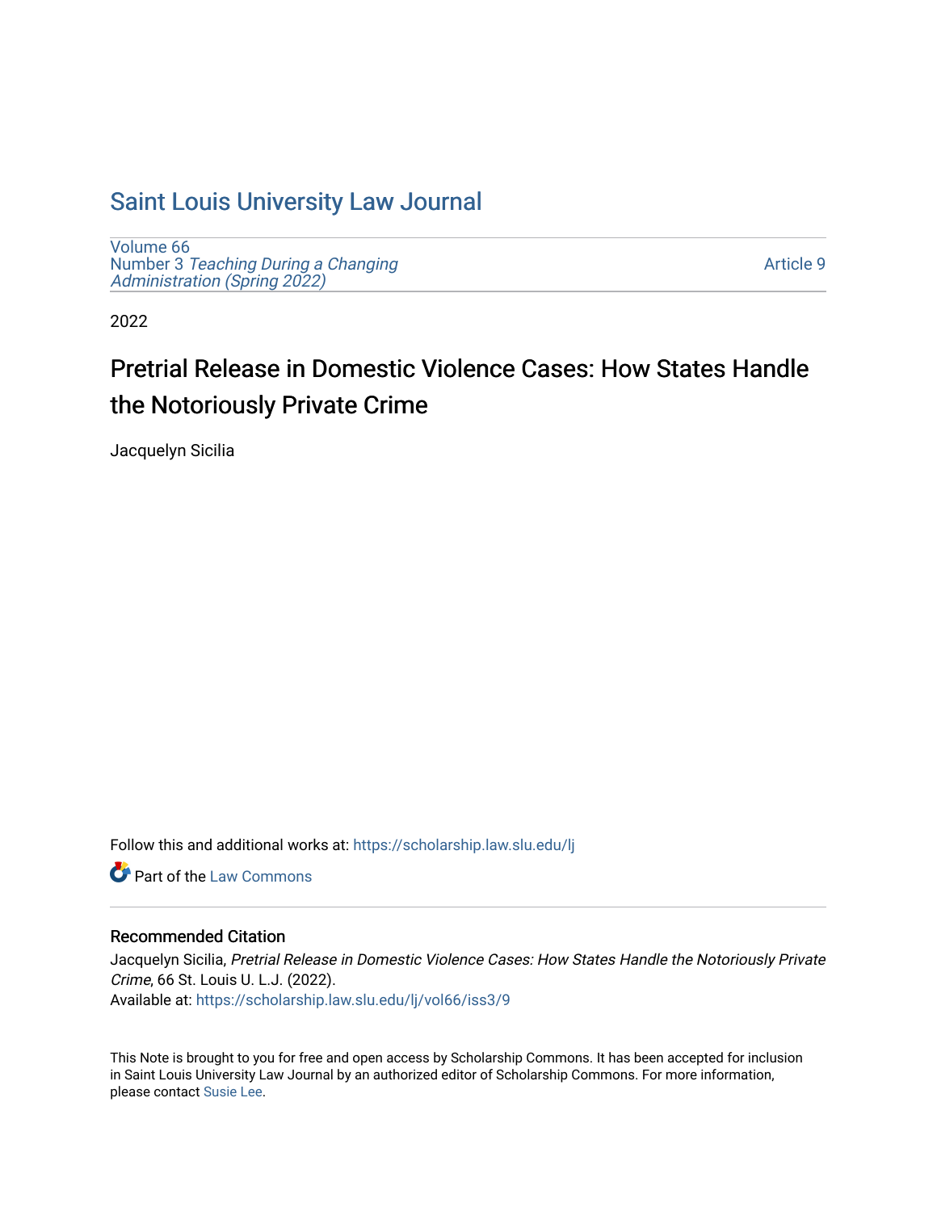# Saint Louis University Law Journal

Volume 66
Number 3 *Teaching During a Changing Administration (Spring 2022)*

Article 9

2022

## Pretrial Release in Domestic Violence Cases: How States Handle the Notoriously Private Crime

Jacquelyn Sicilia

Follow this and additional works at: https://scholarship.law.slu.edu/lj

Part of the Law Commons

### Recommended Citation

Jacquelyn Sicilia, *Pretrial Release in Domestic Violence Cases: How States Handle the Notoriously Private Crime*, 66 St. Louis U. L.J. (2022).
Available at: https://scholarship.law.slu.edu/lj/vol66/iss3/9

This Note is brought to you for free and open access by Scholarship Commons. It has been accepted for inclusion in Saint Louis University Law Journal by an authorized editor of Scholarship Commons. For more information, please contact Susie Lee.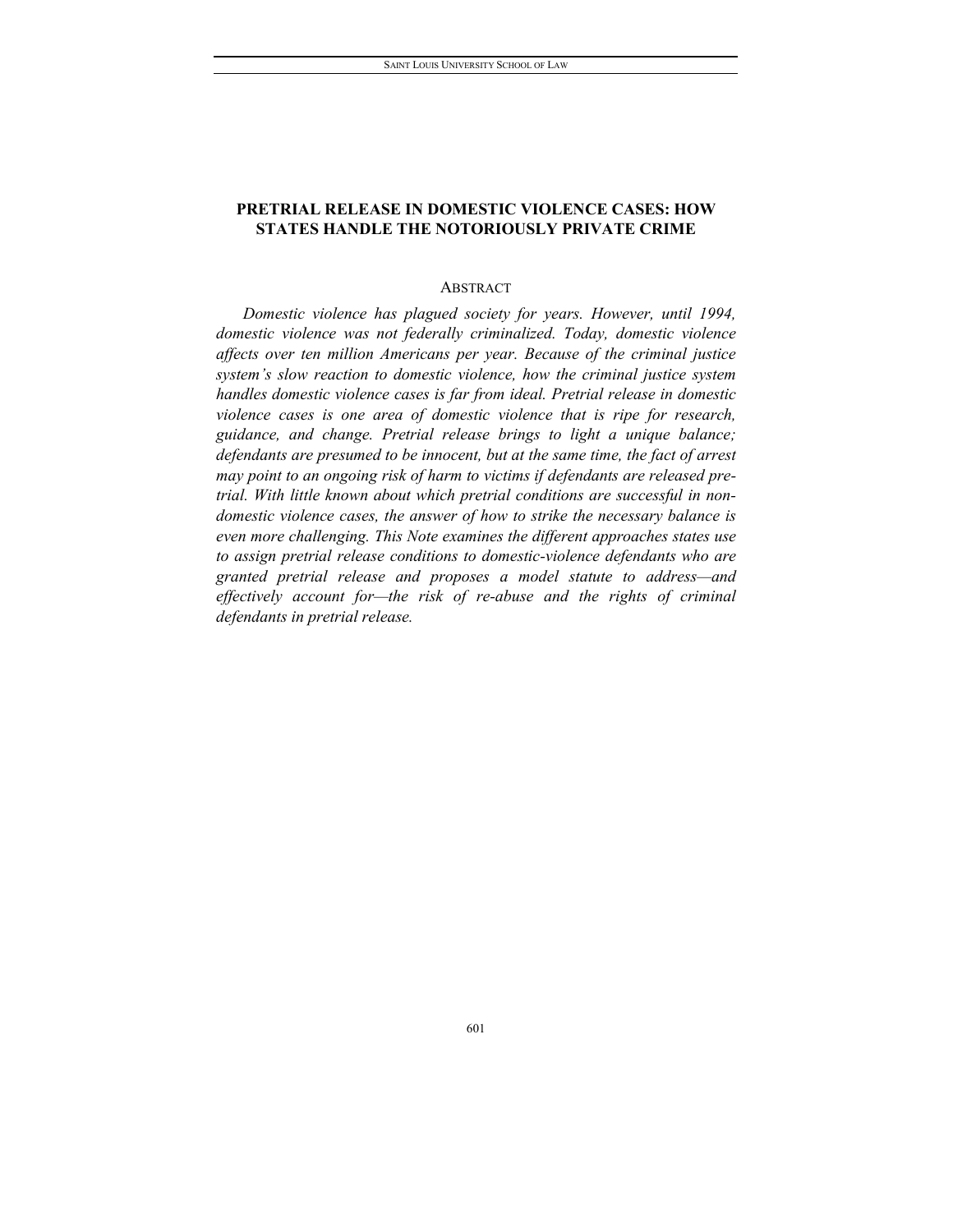# PRETRIAL RELEASE IN DOMESTIC VIOLENCE CASES: HOW STATES HANDLE THE NOTORIOUSLY PRIVATE CRIME

## ABSTRACT

*Domestic violence has plagued society for years. However, until 1994, domestic violence was not federally criminalized. Today, domestic violence affects over ten million Americans per year. Because of the criminal justice system's slow reaction to domestic violence, how the criminal justice system handles domestic violence cases is far from ideal. Pretrial release in domestic violence cases is one area of domestic violence that is ripe for research, guidance, and change. Pretrial release brings to light a unique balance; defendants are presumed to be innocent, but at the same time, the fact of arrest may point to an ongoing risk of harm to victims if defendants are released pre-trial. With little known about which pretrial conditions are successful in non-domestic violence cases, the answer of how to strike the necessary balance is even more challenging. This Note examines the different approaches states use to assign pretrial release conditions to domestic-violence defendants who are granted pretrial release and proposes a model statute to address—and effectively account for—the risk of re-abuse and the rights of criminal defendants in pretrial release.*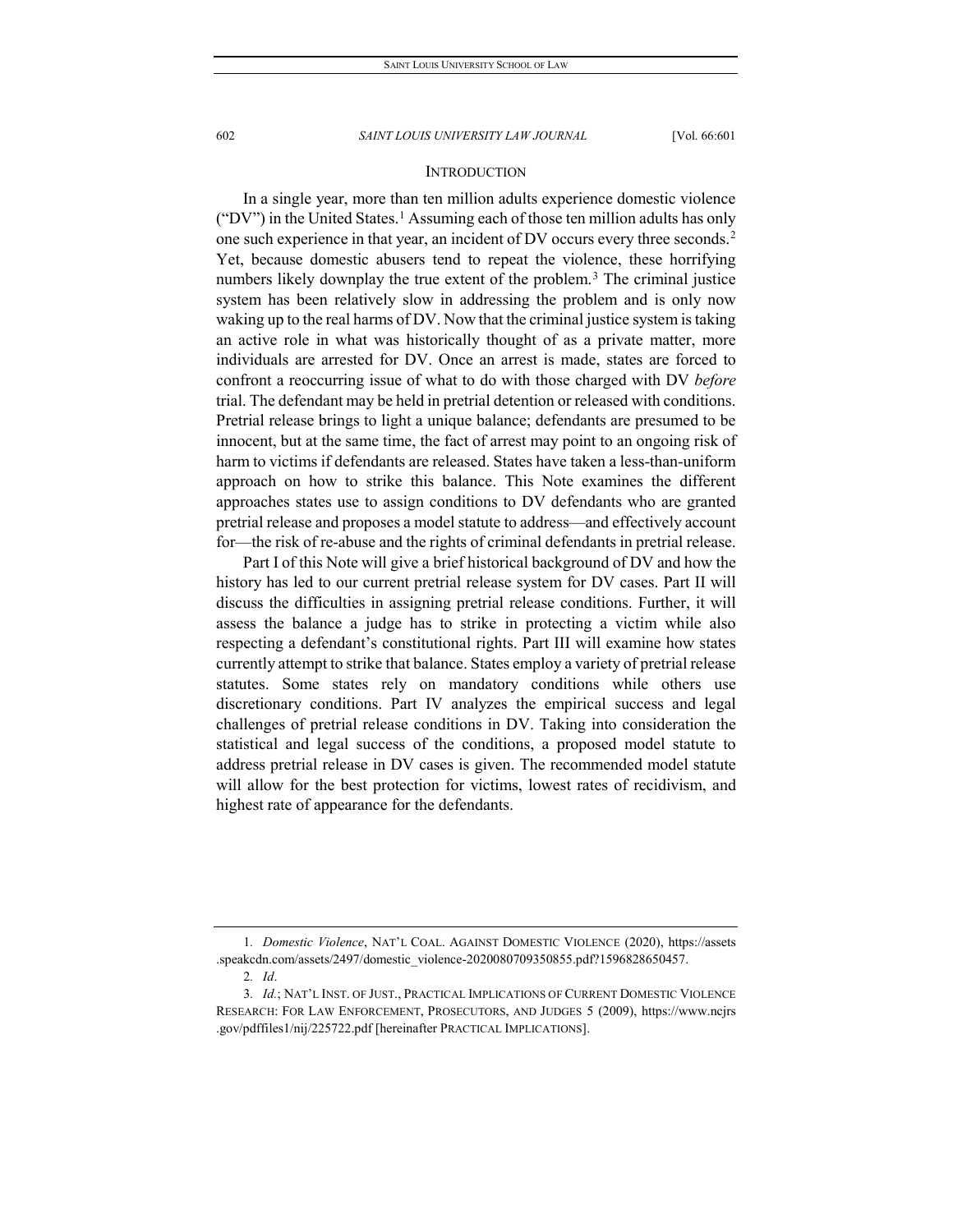## INTRODUCTION

In a single year, more than ten million adults experience domestic violence ("DV") in the United States.[1] Assuming each of those ten million adults has only one such experience in that year, an incident of DV occurs every three seconds.[2] Yet, because domestic abusers tend to repeat the violence, these horrifying numbers likely downplay the true extent of the problem.[3] The criminal justice system has been relatively slow in addressing the problem and is only now waking up to the real harms of DV. Now that the criminal justice system is taking an active role in what was historically thought of as a private matter, more individuals are arrested for DV. Once an arrest is made, states are forced to confront a reoccurring issue of what to do with those charged with DV *before* trial. The defendant may be held in pretrial detention or released with conditions. Pretrial release brings to light a unique balance; defendants are presumed to be innocent, but at the same time, the fact of arrest may point to an ongoing risk of harm to victims if defendants are released. States have taken a less-than-uniform approach on how to strike this balance. This Note examines the different approaches states use to assign conditions to DV defendants who are granted pretrial release and proposes a model statute to address—and effectively account for—the risk of re-abuse and the rights of criminal defendants in pretrial release.

Part I of this Note will give a brief historical background of DV and how the history has led to our current pretrial release system for DV cases. Part II will discuss the difficulties in assigning pretrial release conditions. Further, it will assess the balance a judge has to strike in protecting a victim while also respecting a defendant's constitutional rights. Part III will examine how states currently attempt to strike that balance. States employ a variety of pretrial release statutes. Some states rely on mandatory conditions while others use discretionary conditions. Part IV analyzes the empirical success and legal challenges of pretrial release conditions in DV. Taking into consideration the statistical and legal success of the conditions, a proposed model statute to address pretrial release in DV cases is given. The recommended model statute will allow for the best protection for victims, lowest rates of recidivism, and highest rate of appearance for the defendants.

---

1. *Domestic Violence*, NAT'L COAL. AGAINST DOMESTIC VIOLENCE (2020), https://assets.speakcdn.com/assets/2497/domestic_violence-2020080709350855.pdf?1596828650457.

2. *Id*.

3. *Id.*; NAT'L INST. OF JUST., PRACTICAL IMPLICATIONS OF CURRENT DOMESTIC VIOLENCE RESEARCH: FOR LAW ENFORCEMENT, PROSECUTORS, AND JUDGES 5 (2009), https://www.ncjrs.gov/pdffiles1/nij/225722.pdf [hereinafter PRACTICAL IMPLICATIONS].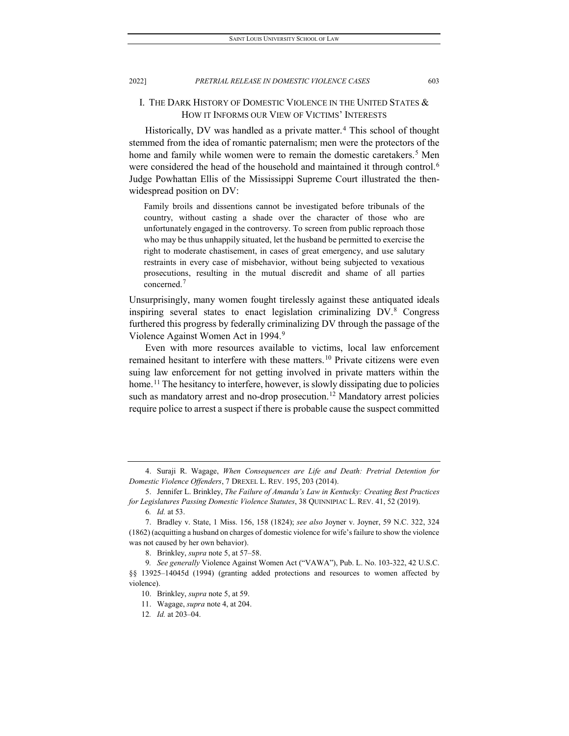## I. THE DARK HISTORY OF DOMESTIC VIOLENCE IN THE UNITED STATES & HOW IT INFORMS OUR VIEW OF VICTIMS' INTERESTS

Historically, DV was handled as a private matter.[4] This school of thought stemmed from the idea of romantic paternalism; men were the protectors of the home and family while women were to remain the domestic caretakers.[5] Men were considered the head of the household and maintained it through control.[6] Judge Powhattan Ellis of the Mississippi Supreme Court illustrated the then-widespread position on DV:

> Family broils and dissentions cannot be investigated before tribunals of the country, without casting a shade over the character of those who are unfortunately engaged in the controversy. To screen from public reproach those who may be thus unhappily situated, let the husband be permitted to exercise the right to moderate chastisement, in cases of great emergency, and use salutary restraints in every case of misbehavior, without being subjected to vexatious prosecutions, resulting in the mutual discredit and shame of all parties concerned.[7]

Unsurprisingly, many women fought tirelessly against these antiquated ideals inspiring several states to enact legislation criminalizing DV.[8] Congress furthered this progress by federally criminalizing DV through the passage of the Violence Against Women Act in 1994.[9]

Even with more resources available to victims, local law enforcement remained hesitant to interfere with these matters.[10] Private citizens were even suing law enforcement for not getting involved in private matters within the home.[11] The hesitancy to interfere, however, is slowly dissipating due to policies such as mandatory arrest and no-drop prosecution.[12] Mandatory arrest policies require police to arrest a suspect if there is probable cause the suspect committed

---

4. Suraji R. Wagage, *When Consequences are Life and Death: Pretrial Detention for Domestic Violence Offenders*, 7 DREXEL L. REV. 195, 203 (2014).

5. Jennifer L. Brinkley, *The Failure of Amanda's Law in Kentucky: Creating Best Practices for Legislatures Passing Domestic Violence Statutes*, 38 QUINNIPIAC L. REV. 41, 52 (2019).

6. *Id.* at 53.

7. Bradley v. State, 1 Miss. 156, 158 (1824); *see also* Joyner v. Joyner, 59 N.C. 322, 324 (1862) (acquitting a husband on charges of domestic violence for wife's failure to show the violence was not caused by her own behavior).

8. Brinkley, *supra* note 5, at 57–58.

9. *See generally* Violence Against Women Act ("VAWA"), Pub. L. No. 103-322, 42 U.S.C. §§ 13925–14045d (1994) (granting added protections and resources to women affected by violence).

10. Brinkley, *supra* note 5, at 59.

11. Wagage, *supra* note 4, at 204.

12. *Id.* at 203–04.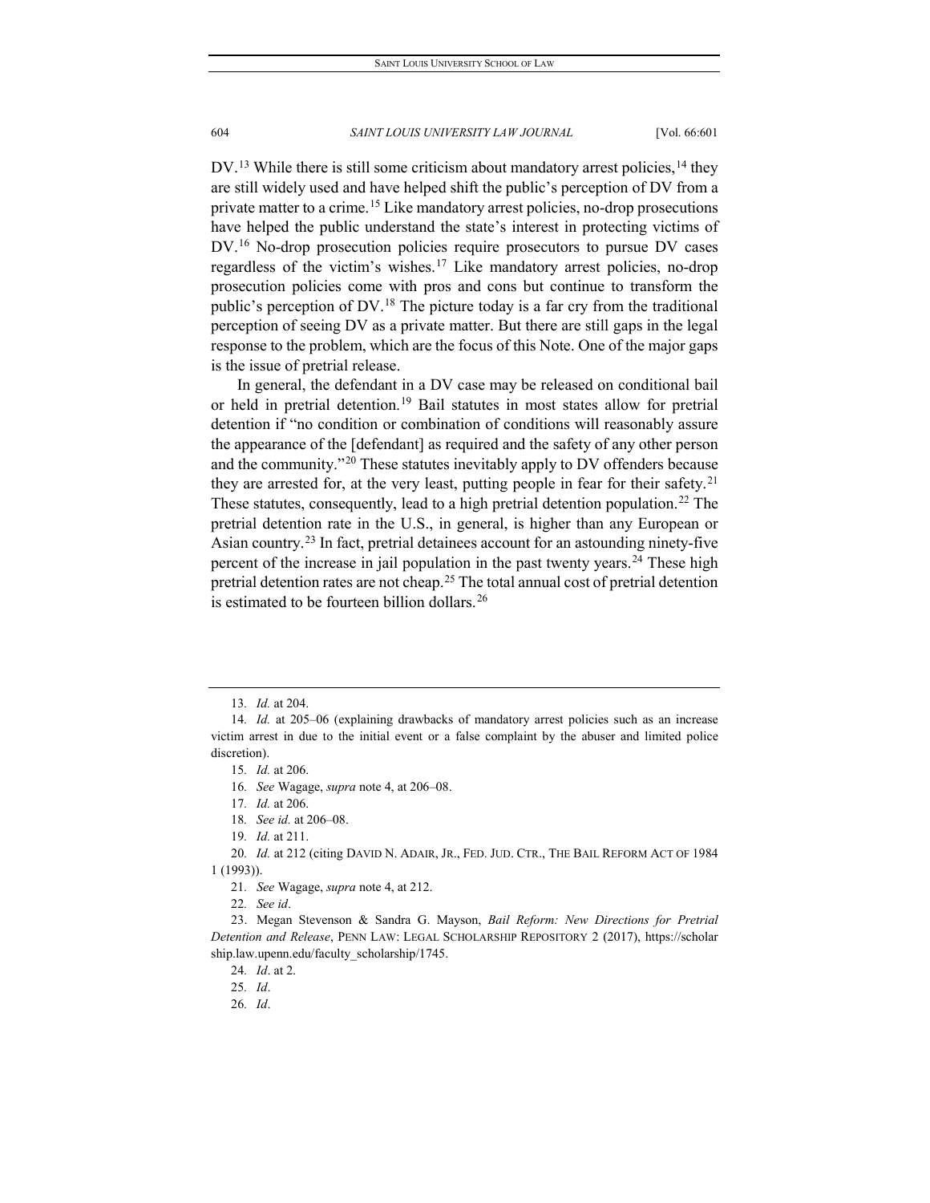DV.[13] While there is still some criticism about mandatory arrest policies,[14] they are still widely used and have helped shift the public's perception of DV from a private matter to a crime.[15] Like mandatory arrest policies, no-drop prosecutions have helped the public understand the state's interest in protecting victims of DV.[16] No-drop prosecution policies require prosecutors to pursue DV cases regardless of the victim's wishes.[17] Like mandatory arrest policies, no-drop prosecution policies come with pros and cons but continue to transform the public's perception of DV.[18] The picture today is a far cry from the traditional perception of seeing DV as a private matter. But there are still gaps in the legal response to the problem, which are the focus of this Note. One of the major gaps is the issue of pretrial release.

In general, the defendant in a DV case may be released on conditional bail or held in pretrial detention.[19] Bail statutes in most states allow for pretrial detention if "no condition or combination of conditions will reasonably assure the appearance of the [defendant] as required and the safety of any other person and the community."[20] These statutes inevitably apply to DV offenders because they are arrested for, at the very least, putting people in fear for their safety.[21] These statutes, consequently, lead to a high pretrial detention population.[22] The pretrial detention rate in the U.S., in general, is higher than any European or Asian country.[23] In fact, pretrial detainees account for an astounding ninety-five percent of the increase in jail population in the past twenty years.[24] These high pretrial detention rates are not cheap.[25] The total annual cost of pretrial detention is estimated to be fourteen billion dollars.[26]

---

13. *Id.* at 204.

14. *Id.* at 205–06 (explaining drawbacks of mandatory arrest policies such as an increase victim arrest in due to the initial event or a false complaint by the abuser and limited police discretion).

15. *Id.* at 206.

16. *See* Wagage, *supra* note 4, at 206–08.

17. *Id.* at 206.

18. *See id.* at 206–08.

19. *Id.* at 211.

20. *Id.* at 212 (citing DAVID N. ADAIR, JR., FED. JUD. CTR., THE BAIL REFORM ACT OF 1984 1 (1993)).

21. *See* Wagage, *supra* note 4, at 212.

22. *See id*.

23. Megan Stevenson & Sandra G. Mayson, *Bail Reform: New Directions for Pretrial Detention and Release*, PENN LAW: LEGAL SCHOLARSHIP REPOSITORY 2 (2017), https://scholarship.law.upenn.edu/faculty_scholarship/1745.

24. *Id*. at 2.

25. *Id*.

26. *Id*.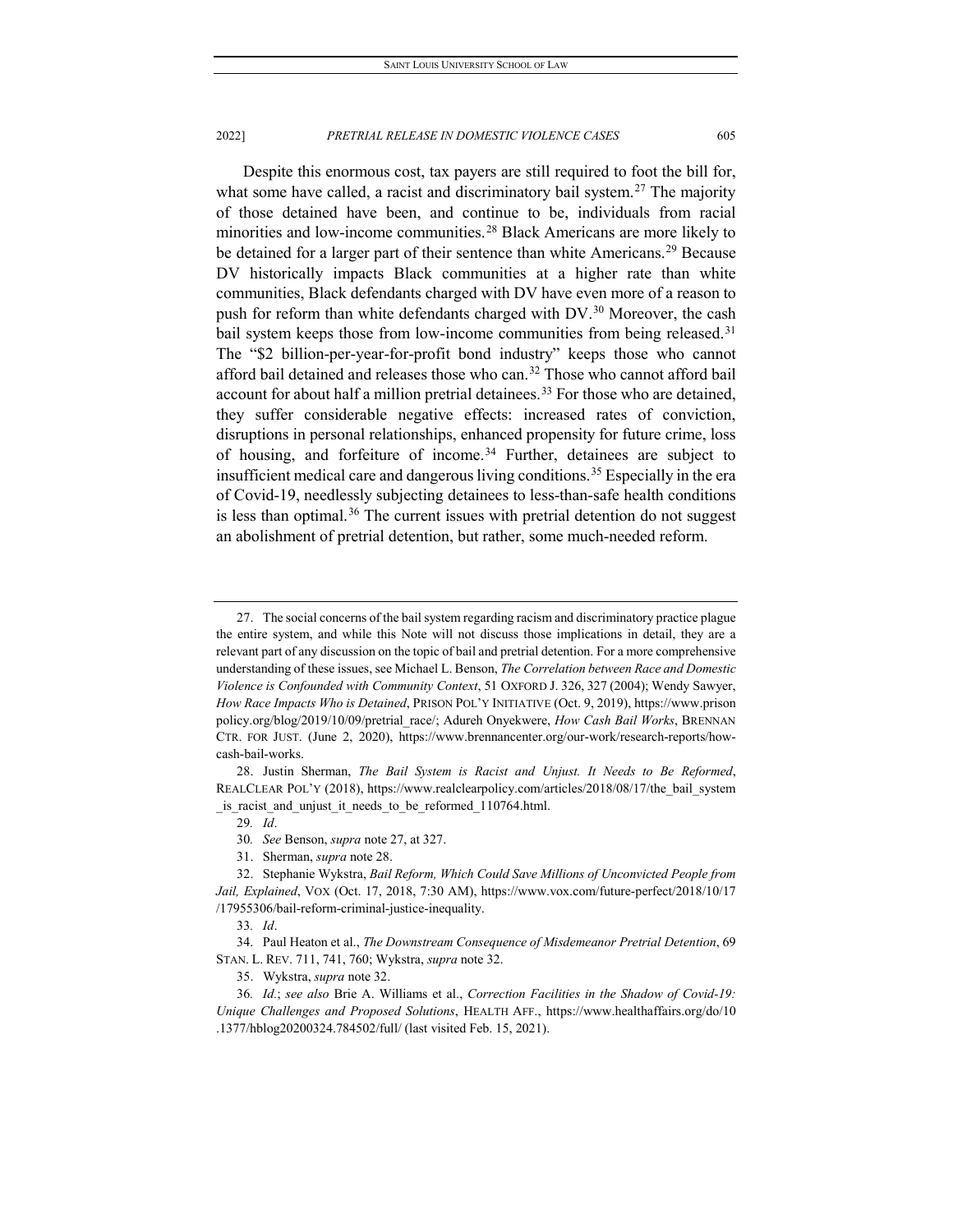Despite this enormous cost, tax payers are still required to foot the bill for, what some have called, a racist and discriminatory bail system.[27] The majority of those detained have been, and continue to be, individuals from racial minorities and low-income communities.[28] Black Americans are more likely to be detained for a larger part of their sentence than white Americans.[29] Because DV historically impacts Black communities at a higher rate than white communities, Black defendants charged with DV have even more of a reason to push for reform than white defendants charged with DV.[30] Moreover, the cash bail system keeps those from low-income communities from being released.[31] The "$2 billion-per-year-for-profit bond industry" keeps those who cannot afford bail detained and releases those who can.[32] Those who cannot afford bail account for about half a million pretrial detainees.[33] For those who are detained, they suffer considerable negative effects: increased rates of conviction, disruptions in personal relationships, enhanced propensity for future crime, loss of housing, and forfeiture of income.[34] Further, detainees are subject to insufficient medical care and dangerous living conditions.[35] Especially in the era of Covid-19, needlessly subjecting detainees to less-than-safe health conditions is less than optimal.[36] The current issues with pretrial detention do not suggest an abolishment of pretrial detention, but rather, some much-needed reform.

---

27. The social concerns of the bail system regarding racism and discriminatory practice plague the entire system, and while this Note will not discuss those implications in detail, they are a relevant part of any discussion on the topic of bail and pretrial detention. For a more comprehensive understanding of these issues, see Michael L. Benson, *The Correlation between Race and Domestic Violence is Confounded with Community Context*, 51 OXFORD J. 326, 327 (2004); Wendy Sawyer, *How Race Impacts Who is Detained*, PRISON POL'Y INITIATIVE (Oct. 9, 2019), https://www.prisonpolicy.org/blog/2019/10/09/pretrial_race/; Adureh Onyekwere, *How Cash Bail Works*, BRENNAN CTR. FOR JUST. (June 2, 2020), https://www.brennancenter.org/our-work/research-reports/how-cash-bail-works.

28. Justin Sherman, *The Bail System is Racist and Unjust. It Needs to Be Reformed*, REALCLEAR POL'Y (2018), https://www.realclearpolicy.com/articles/2018/08/17/the_bail_system_is_racist_and_unjust_it_needs_to_be_reformed_110764.html.

29. *Id*.

30. *See* Benson, *supra* note 27, at 327.

31. Sherman, *supra* note 28.

32. Stephanie Wykstra, *Bail Reform, Which Could Save Millions of Unconvicted People from Jail, Explained*, VOX (Oct. 17, 2018, 7:30 AM), https://www.vox.com/future-perfect/2018/10/17/17955306/bail-reform-criminal-justice-inequality.

33. *Id*.

34. Paul Heaton et al., *The Downstream Consequence of Misdemeanor Pretrial Detention*, 69 STAN. L. REV. 711, 741, 760; Wykstra, *supra* note 32.

35. Wykstra, *supra* note 32.

36. *Id.*; *see also* Brie A. Williams et al., *Correction Facilities in the Shadow of Covid-19: Unique Challenges and Proposed Solutions*, HEALTH AFF., https://www.healthaffairs.org/do/10.1377/hblog20200324.784502/full/ (last visited Feb. 15, 2021).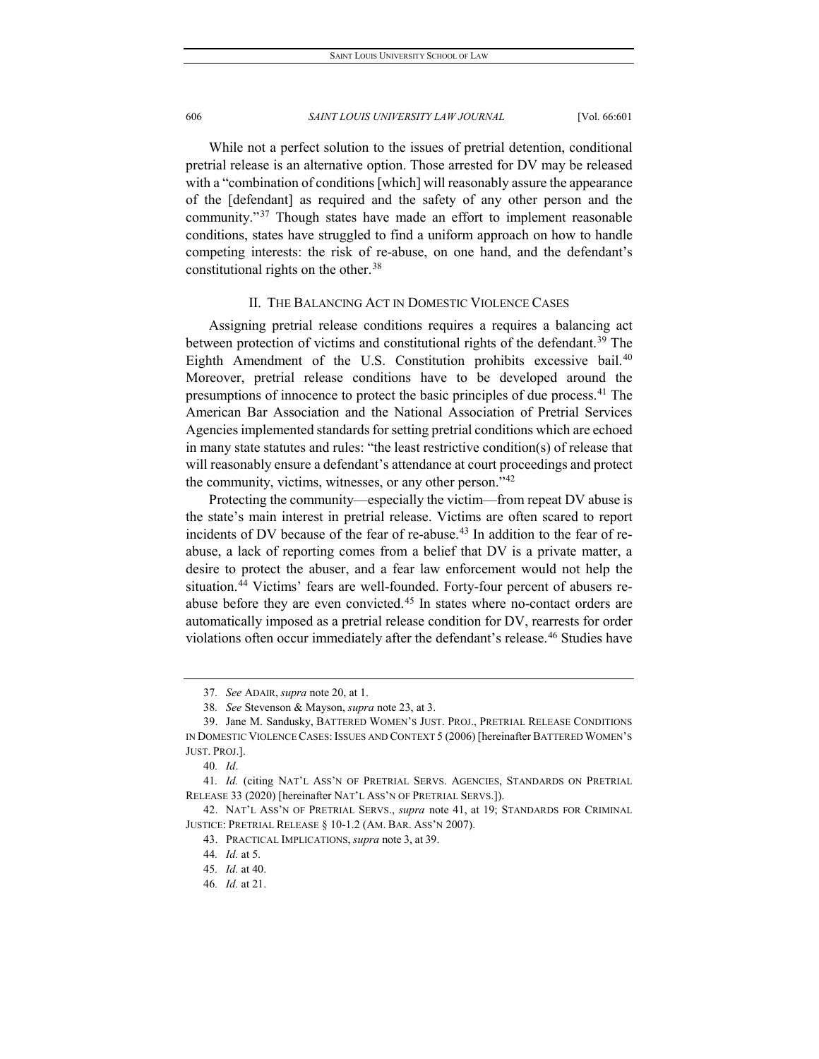While not a perfect solution to the issues of pretrial detention, conditional pretrial release is an alternative option. Those arrested for DV may be released with a "combination of conditions [which] will reasonably assure the appearance of the [defendant] as required and the safety of any other person and the community."[37] Though states have made an effort to implement reasonable conditions, states have struggled to find a uniform approach on how to handle competing interests: the risk of re-abuse, on one hand, and the defendant's constitutional rights on the other.[38]

## II. THE BALANCING ACT IN DOMESTIC VIOLENCE CASES

Assigning pretrial release conditions requires a requires a balancing act between protection of victims and constitutional rights of the defendant.[39] The Eighth Amendment of the U.S. Constitution prohibits excessive bail.[40] Moreover, pretrial release conditions have to be developed around the presumptions of innocence to protect the basic principles of due process.[41] The American Bar Association and the National Association of Pretrial Services Agencies implemented standards for setting pretrial conditions which are echoed in many state statutes and rules: "the least restrictive condition(s) of release that will reasonably ensure a defendant's attendance at court proceedings and protect the community, victims, witnesses, or any other person."[42]

Protecting the community—especially the victim—from repeat DV abuse is the state's main interest in pretrial release. Victims are often scared to report incidents of DV because of the fear of re-abuse.[43] In addition to the fear of re-abuse, a lack of reporting comes from a belief that DV is a private matter, a desire to protect the abuser, and a fear law enforcement would not help the situation.[44] Victims' fears are well-founded. Forty-four percent of abusers re-abuse before they are even convicted.[45] In states where no-contact orders are automatically imposed as a pretrial release condition for DV, rearrests for order violations often occur immediately after the defendant's release.[46] Studies have

---

37. *See* ADAIR, *supra* note 20, at 1.

38. *See* Stevenson & Mayson, *supra* note 23, at 3.

39. Jane M. Sandusky, BATTERED WOMEN'S JUST. PROJ., PRETRIAL RELEASE CONDITIONS IN DOMESTIC VIOLENCE CASES: ISSUES AND CONTEXT 5 (2006) [hereinafter BATTERED WOMEN'S JUST. PROJ.].

40. *Id*.

41. *Id.* (citing NAT'L ASS'N OF PRETRIAL SERVS. AGENCIES, STANDARDS ON PRETRIAL RELEASE 33 (2020) [hereinafter NAT'L ASS'N OF PRETRIAL SERVS.]).

42. NAT'L ASS'N OF PRETRIAL SERVS., *supra* note 41, at 19; STANDARDS FOR CRIMINAL JUSTICE: PRETRIAL RELEASE § 10-1.2 (AM. BAR. ASS'N 2007).

43. PRACTICAL IMPLICATIONS, *supra* note 3, at 39.

44. *Id.* at 5.

45. *Id.* at 40.

46. *Id.* at 21.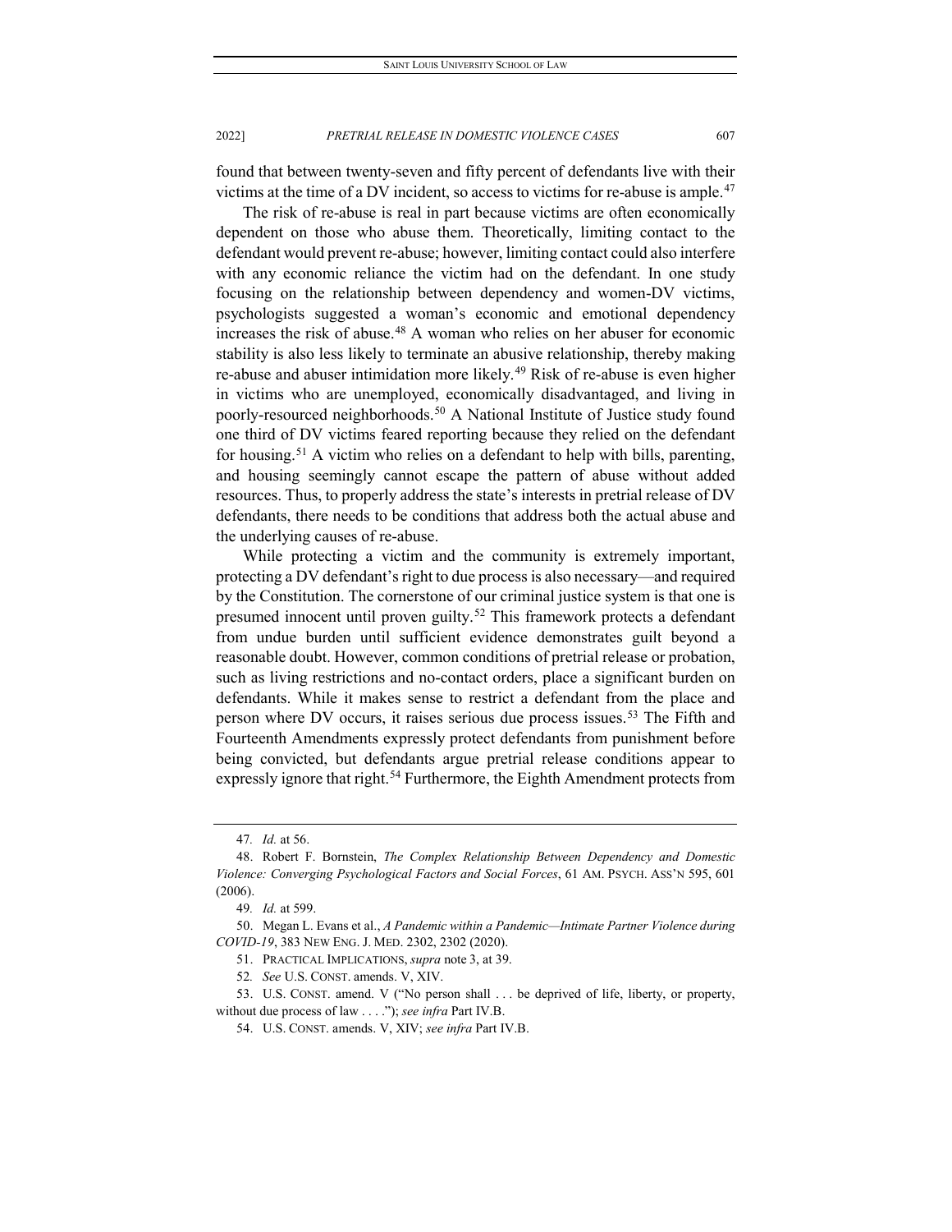found that between twenty-seven and fifty percent of defendants live with their victims at the time of a DV incident, so access to victims for re-abuse is ample.[47]

The risk of re-abuse is real in part because victims are often economically dependent on those who abuse them. Theoretically, limiting contact to the defendant would prevent re-abuse; however, limiting contact could also interfere with any economic reliance the victim had on the defendant. In one study focusing on the relationship between dependency and women-DV victims, psychologists suggested a woman's economic and emotional dependency increases the risk of abuse.[48] A woman who relies on her abuser for economic stability is also less likely to terminate an abusive relationship, thereby making re-abuse and abuser intimidation more likely.[49] Risk of re-abuse is even higher in victims who are unemployed, economically disadvantaged, and living in poorly-resourced neighborhoods.[50] A National Institute of Justice study found one third of DV victims feared reporting because they relied on the defendant for housing.[51] A victim who relies on a defendant to help with bills, parenting, and housing seemingly cannot escape the pattern of abuse without added resources. Thus, to properly address the state's interests in pretrial release of DV defendants, there needs to be conditions that address both the actual abuse and the underlying causes of re-abuse.

While protecting a victim and the community is extremely important, protecting a DV defendant's right to due process is also necessary—and required by the Constitution. The cornerstone of our criminal justice system is that one is presumed innocent until proven guilty.[52] This framework protects a defendant from undue burden until sufficient evidence demonstrates guilt beyond a reasonable doubt. However, common conditions of pretrial release or probation, such as living restrictions and no-contact orders, place a significant burden on defendants. While it makes sense to restrict a defendant from the place and person where DV occurs, it raises serious due process issues.[53] The Fifth and Fourteenth Amendments expressly protect defendants from punishment before being convicted, but defendants argue pretrial release conditions appear to expressly ignore that right.[54] Furthermore, the Eighth Amendment protects from

---

47. *Id.* at 56.

48. Robert F. Bornstein, *The Complex Relationship Between Dependency and Domestic Violence: Converging Psychological Factors and Social Forces*, 61 AM. PSYCH. ASS'N 595, 601 (2006).

49. *Id.* at 599.

50. Megan L. Evans et al., *A Pandemic within a Pandemic—Intimate Partner Violence during COVID-19*, 383 NEW ENG. J. MED. 2302, 2302 (2020).

51. PRACTICAL IMPLICATIONS, *supra* note 3, at 39.

52. *See* U.S. CONST. amends. V, XIV.

53. U.S. CONST. amend. V ("No person shall . . . be deprived of life, liberty, or property, without due process of law . . . ."); *see infra* Part IV.B.

54. U.S. CONST. amends. V, XIV; *see infra* Part IV.B.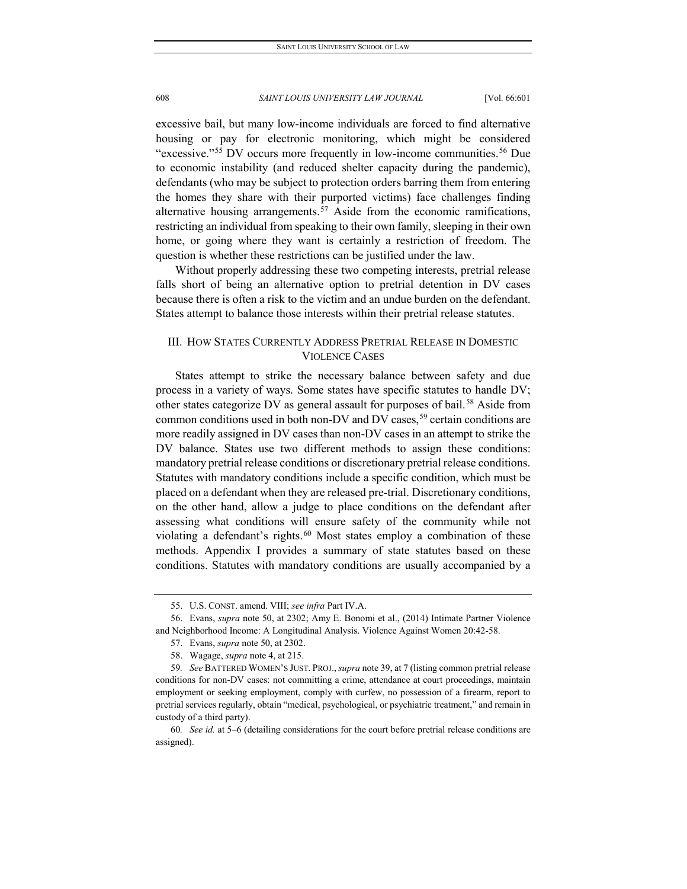excessive bail, but many low-income individuals are forced to find alternative housing or pay for electronic monitoring, which might be considered "excessive."[55] DV occurs more frequently in low-income communities.[56] Due to economic instability (and reduced shelter capacity during the pandemic), defendants (who may be subject to protection orders barring them from entering the homes they share with their purported victims) face challenges finding alternative housing arrangements.[57] Aside from the economic ramifications, restricting an individual from speaking to their own family, sleeping in their own home, or going where they want is certainly a restriction of freedom. The question is whether these restrictions can be justified under the law.

Without properly addressing these two competing interests, pretrial release falls short of being an alternative option to pretrial detention in DV cases because there is often a risk to the victim and an undue burden on the defendant. States attempt to balance those interests within their pretrial release statutes.

## III. HOW STATES CURRENTLY ADDRESS PRETRIAL RELEASE IN DOMESTIC VIOLENCE CASES

States attempt to strike the necessary balance between safety and due process in a variety of ways. Some states have specific statutes to handle DV; other states categorize DV as general assault for purposes of bail.[58] Aside from common conditions used in both non-DV and DV cases,[59] certain conditions are more readily assigned in DV cases than non-DV cases in an attempt to strike the DV balance. States use two different methods to assign these conditions: mandatory pretrial release conditions or discretionary pretrial release conditions. Statutes with mandatory conditions include a specific condition, which must be placed on a defendant when they are released pre-trial. Discretionary conditions, on the other hand, allow a judge to place conditions on the defendant after assessing what conditions will ensure safety of the community while not violating a defendant's rights.[60] Most states employ a combination of these methods. Appendix I provides a summary of state statutes based on these conditions. Statutes with mandatory conditions are usually accompanied by a

---

55. U.S. CONST. amend. VIII; *see infra* Part IV.A.

56. Evans, *supra* note 50, at 2302; Amy E. Bonomi et al., (2014) Intimate Partner Violence and Neighborhood Income: A Longitudinal Analysis. Violence Against Women 20:42-58.

57. Evans, *supra* note 50, at 2302.

58. Wagage, *supra* note 4, at 215.

59. *See* BATTERED WOMEN'S JUST. PROJ., *supra* note 39, at 7 (listing common pretrial release conditions for non-DV cases: not committing a crime, attendance at court proceedings, maintain employment or seeking employment, comply with curfew, no possession of a firearm, report to pretrial services regularly, obtain "medical, psychological, or psychiatric treatment," and remain in custody of a third party).

60. *See id.* at 5–6 (detailing considerations for the court before pretrial release conditions are assigned).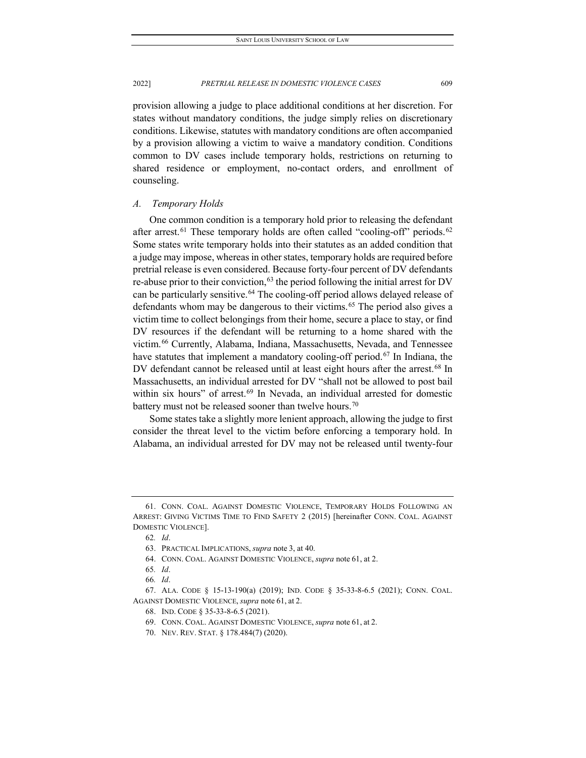provision allowing a judge to place additional conditions at her discretion. For states without mandatory conditions, the judge simply relies on discretionary conditions. Likewise, statutes with mandatory conditions are often accompanied by a provision allowing a victim to waive a mandatory condition. Conditions common to DV cases include temporary holds, restrictions on returning to shared residence or employment, no-contact orders, and enrollment of counseling.

### *A. Temporary Holds*

One common condition is a temporary hold prior to releasing the defendant after arrest.[61] These temporary holds are often called "cooling-off" periods.[62] Some states write temporary holds into their statutes as an added condition that a judge may impose, whereas in other states, temporary holds are required before pretrial release is even considered. Because forty-four percent of DV defendants re-abuse prior to their conviction,[63] the period following the initial arrest for DV can be particularly sensitive.[64] The cooling-off period allows delayed release of defendants whom may be dangerous to their victims.[65] The period also gives a victim time to collect belongings from their home, secure a place to stay, or find DV resources if the defendant will be returning to a home shared with the victim.[66] Currently, Alabama, Indiana, Massachusetts, Nevada, and Tennessee have statutes that implement a mandatory cooling-off period.[67] In Indiana, the DV defendant cannot be released until at least eight hours after the arrest.[68] In Massachusetts, an individual arrested for DV "shall not be allowed to post bail within six hours" of arrest.[69] In Nevada, an individual arrested for domestic battery must not be released sooner than twelve hours.[70]

Some states take a slightly more lenient approach, allowing the judge to first consider the threat level to the victim before enforcing a temporary hold. In Alabama, an individual arrested for DV may not be released until twenty-four

---

61. CONN. COAL. AGAINST DOMESTIC VIOLENCE, TEMPORARY HOLDS FOLLOWING AN ARREST: GIVING VICTIMS TIME TO FIND SAFETY 2 (2015) [hereinafter CONN. COAL. AGAINST DOMESTIC VIOLENCE].

62. *Id*.

63. PRACTICAL IMPLICATIONS, *supra* note 3, at 40.

64. CONN. COAL. AGAINST DOMESTIC VIOLENCE, *supra* note 61, at 2.

65. *Id*.

66. *Id*.

67. ALA. CODE § 15-13-190(a) (2019); IND. CODE § 35-33-8-6.5 (2021); CONN. COAL. AGAINST DOMESTIC VIOLENCE, *supra* note 61, at 2.

68. IND. CODE § 35-33-8-6.5 (2021).

69. CONN. COAL. AGAINST DOMESTIC VIOLENCE, *supra* note 61, at 2.

70. NEV. REV. STAT. § 178.484(7) (2020).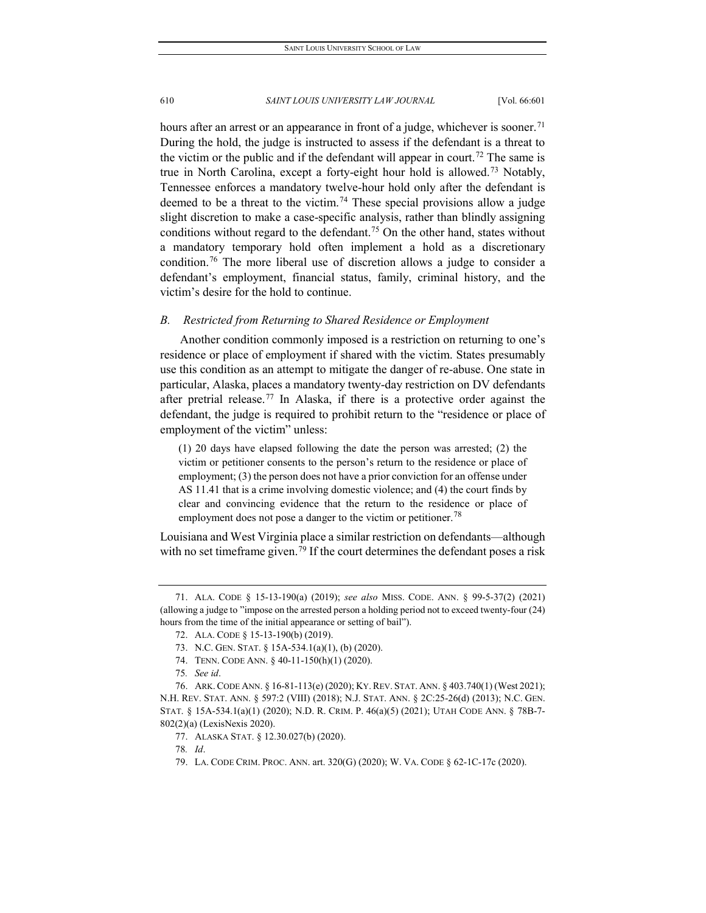hours after an arrest or an appearance in front of a judge, whichever is sooner.[71] During the hold, the judge is instructed to assess if the defendant is a threat to the victim or the public and if the defendant will appear in court.[72] The same is true in North Carolina, except a forty-eight hour hold is allowed.[73] Notably, Tennessee enforces a mandatory twelve-hour hold only after the defendant is deemed to be a threat to the victim.[74] These special provisions allow a judge slight discretion to make a case-specific analysis, rather than blindly assigning conditions without regard to the defendant.[75] On the other hand, states without a mandatory temporary hold often implement a hold as a discretionary condition.[76] The more liberal use of discretion allows a judge to consider a defendant's employment, financial status, family, criminal history, and the victim's desire for the hold to continue.

### *B. Restricted from Returning to Shared Residence or Employment*

Another condition commonly imposed is a restriction on returning to one's residence or place of employment if shared with the victim. States presumably use this condition as an attempt to mitigate the danger of re-abuse. One state in particular, Alaska, places a mandatory twenty-day restriction on DV defendants after pretrial release.[77] In Alaska, if there is a protective order against the defendant, the judge is required to prohibit return to the "residence or place of employment of the victim" unless:

> (1) 20 days have elapsed following the date the person was arrested; (2) the victim or petitioner consents to the person's return to the residence or place of employment; (3) the person does not have a prior conviction for an offense under AS 11.41 that is a crime involving domestic violence; and (4) the court finds by clear and convincing evidence that the return to the residence or place of employment does not pose a danger to the victim or petitioner.[78]

Louisiana and West Virginia place a similar restriction on defendants—although with no set timeframe given.[79] If the court determines the defendant poses a risk

---

71. ALA. CODE § 15-13-190(a) (2019); *see also* MISS. CODE. ANN. § 99-5-37(2) (2021) (allowing a judge to "impose on the arrested person a holding period not to exceed twenty-four (24) hours from the time of the initial appearance or setting of bail").

72. ALA. CODE § 15-13-190(b) (2019).

73. N.C. GEN. STAT. § 15A-534.1(a)(1), (b) (2020).

74. TENN. CODE ANN. § 40-11-150(h)(1) (2020).

75. *See id*.

76. ARK. CODE ANN. § 16-81-113(e) (2020); KY. REV. STAT. ANN. § 403.740(1) (West 2021); N.H. REV. STAT. ANN. § 597:2 (VIII) (2018); N.J. STAT. ANN. § 2C:25-26(d) (2013); N.C. GEN. STAT. § 15A-534.1(a)(1) (2020); N.D. R. CRIM. P. 46(a)(5) (2021); UTAH CODE ANN. § 78B-7-802(2)(a) (LexisNexis 2020).

77. ALASKA STAT. § 12.30.027(b) (2020).

78. *Id*.

79. LA. CODE CRIM. PROC. ANN. art. 320(G) (2020); W. VA. CODE § 62-1C-17c (2020).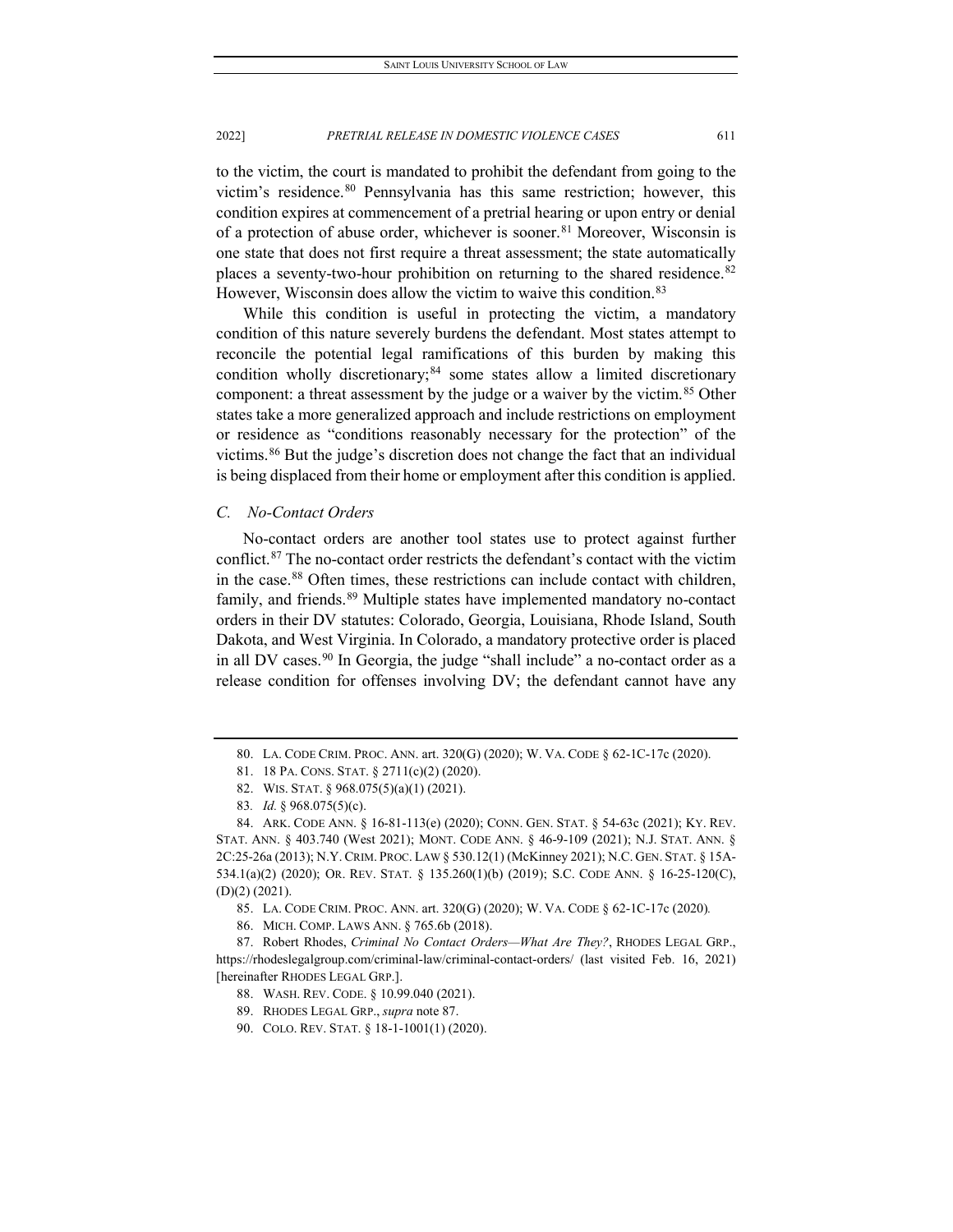to the victim, the court is mandated to prohibit the defendant from going to the victim's residence.[80] Pennsylvania has this same restriction; however, this condition expires at commencement of a pretrial hearing or upon entry or denial of a protection of abuse order, whichever is sooner.[81] Moreover, Wisconsin is one state that does not first require a threat assessment; the state automatically places a seventy-two-hour prohibition on returning to the shared residence.[82] However, Wisconsin does allow the victim to waive this condition.[83]

While this condition is useful in protecting the victim, a mandatory condition of this nature severely burdens the defendant. Most states attempt to reconcile the potential legal ramifications of this burden by making this condition wholly discretionary;[84] some states allow a limited discretionary component: a threat assessment by the judge or a waiver by the victim.[85] Other states take a more generalized approach and include restrictions on employment or residence as "conditions reasonably necessary for the protection" of the victims.[86] But the judge's discretion does not change the fact that an individual is being displaced from their home or employment after this condition is applied.

### *C. No-Contact Orders*

No-contact orders are another tool states use to protect against further conflict.[87] The no-contact order restricts the defendant's contact with the victim in the case.[88] Often times, these restrictions can include contact with children, family, and friends.[89] Multiple states have implemented mandatory no-contact orders in their DV statutes: Colorado, Georgia, Louisiana, Rhode Island, South Dakota, and West Virginia. In Colorado, a mandatory protective order is placed in all DV cases.[90] In Georgia, the judge "shall include" a no-contact order as a release condition for offenses involving DV; the defendant cannot have any

---

80. LA. CODE CRIM. PROC. ANN. art. 320(G) (2020); W. VA. CODE § 62-1C-17c (2020).

81. 18 PA. CONS. STAT. § 2711(c)(2) (2020).

82. WIS. STAT. § 968.075(5)(a)(1) (2021).

83. *Id.* § 968.075(5)(c).

84. ARK. CODE ANN. § 16-81-113(e) (2020); CONN. GEN. STAT. § 54-63c (2021); KY. REV. STAT. ANN. § 403.740 (West 2021); MONT. CODE ANN. § 46-9-109 (2021); N.J. STAT. ANN. § 2C:25-26a (2013); N.Y. CRIM. PROC. LAW § 530.12(1) (McKinney 2021); N.C. GEN. STAT. § 15A-534.1(a)(2) (2020); OR. REV. STAT. § 135.260(1)(b) (2019); S.C. CODE ANN. § 16-25-120(C), (D)(2) (2021).

85. LA. CODE CRIM. PROC. ANN. art. 320(G) (2020); W. VA. CODE § 62-1C-17c (2020).

86. MICH. COMP. LAWS ANN. § 765.6b (2018).

87. Robert Rhodes, *Criminal No Contact Orders—What Are They?*, RHODES LEGAL GRP., https://rhodeslegalgroup.com/criminal-law/criminal-contact-orders/ (last visited Feb. 16, 2021) [hereinafter RHODES LEGAL GRP.].

88. WASH. REV. CODE. § 10.99.040 (2021).

89. RHODES LEGAL GRP., *supra* note 87.

90. COLO. REV. STAT. § 18-1-1001(1) (2020).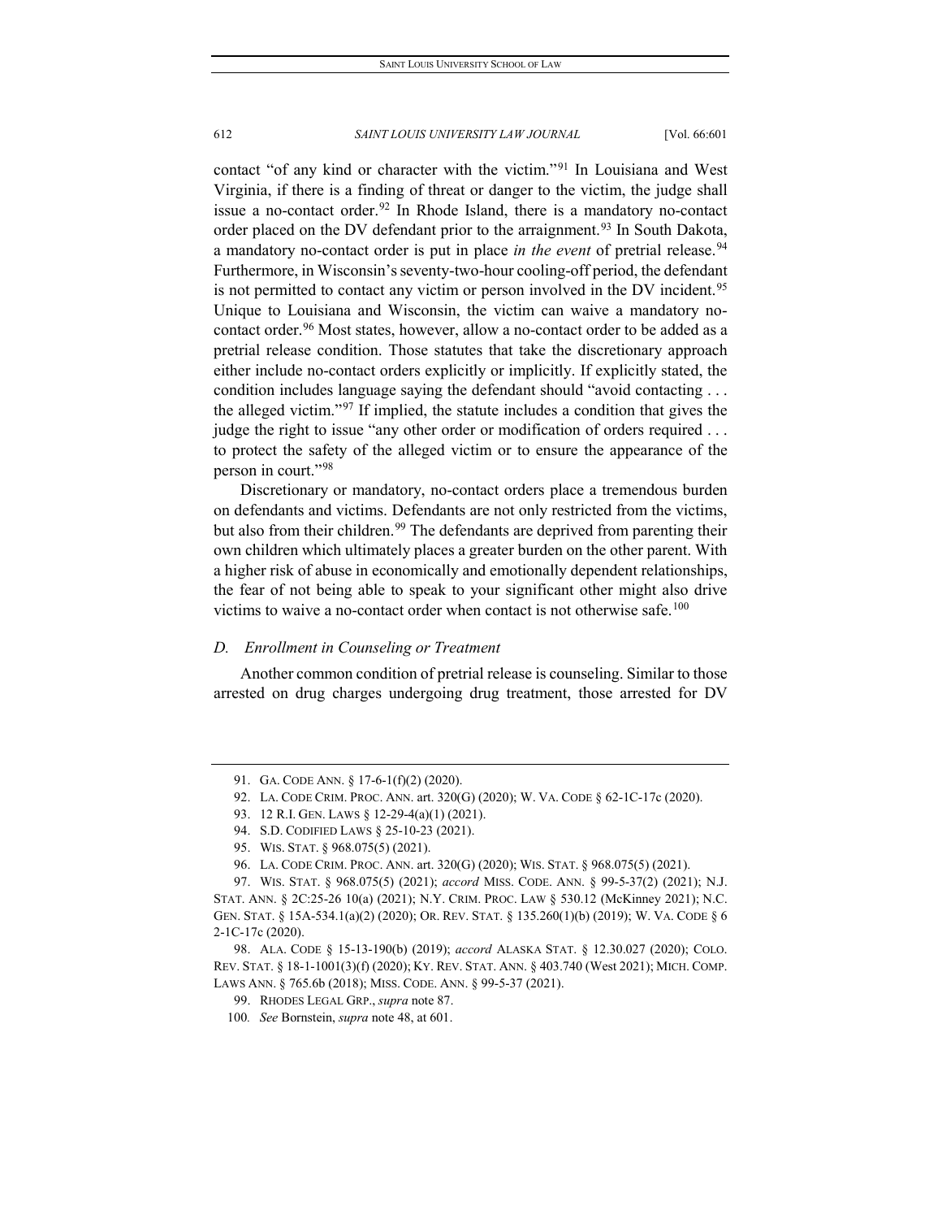contact "of any kind or character with the victim."[91] In Louisiana and West Virginia, if there is a finding of threat or danger to the victim, the judge shall issue a no-contact order.[92] In Rhode Island, there is a mandatory no-contact order placed on the DV defendant prior to the arraignment.[93] In South Dakota, a mandatory no-contact order is put in place *in the event* of pretrial release.[94] Furthermore, in Wisconsin's seventy-two-hour cooling-off period, the defendant is not permitted to contact any victim or person involved in the DV incident.[95] Unique to Louisiana and Wisconsin, the victim can waive a mandatory no-contact order.[96] Most states, however, allow a no-contact order to be added as a pretrial release condition. Those statutes that take the discretionary approach either include no-contact orders explicitly or implicitly. If explicitly stated, the condition includes language saying the defendant should "avoid contacting . . . the alleged victim."[97] If implied, the statute includes a condition that gives the judge the right to issue "any other order or modification of orders required . . . to protect the safety of the alleged victim or to ensure the appearance of the person in court."[98]

Discretionary or mandatory, no-contact orders place a tremendous burden on defendants and victims. Defendants are not only restricted from the victims, but also from their children.[99] The defendants are deprived from parenting their own children which ultimately places a greater burden on the other parent. With a higher risk of abuse in economically and emotionally dependent relationships, the fear of not being able to speak to your significant other might also drive victims to waive a no-contact order when contact is not otherwise safe.[100]

### *D. Enrollment in Counseling or Treatment*

Another common condition of pretrial release is counseling. Similar to those arrested on drug charges undergoing drug treatment, those arrested for DV

---

91. GA. CODE ANN. § 17-6-1(f)(2) (2020).

92. LA. CODE CRIM. PROC. ANN. art. 320(G) (2020); W. VA. CODE § 62-1C-17c (2020).

93. 12 R.I. GEN. LAWS § 12-29-4(a)(1) (2021).

94. S.D. CODIFIED LAWS § 25-10-23 (2021).

95. WIS. STAT. § 968.075(5) (2021).

96. LA. CODE CRIM. PROC. ANN. art. 320(G) (2020); WIS. STAT. § 968.075(5) (2021).

97. WIS. STAT. § 968.075(5) (2021); *accord* MISS. CODE. ANN. § 99-5-37(2) (2021); N.J. STAT. ANN. § 2C:25-26 10(a) (2021); N.Y. CRIM. PROC. LAW § 530.12 (McKinney 2021); N.C. GEN. STAT. § 15A-534.1(a)(2) (2020); OR. REV. STAT. § 135.260(1)(b) (2019); W. VA. CODE § 6 2-1C-17c (2020).

98. ALA. CODE § 15-13-190(b) (2019); *accord* ALASKA STAT. § 12.30.027 (2020); COLO. REV. STAT. § 18-1-1001(3)(f) (2020); KY. REV. STAT. ANN. § 403.740 (West 2021); MICH. COMP. LAWS ANN. § 765.6b (2018); MISS. CODE. ANN. § 99-5-37 (2021).

99. RHODES LEGAL GRP., *supra* note 87.

100. *See* Bornstein, *supra* note 48, at 601.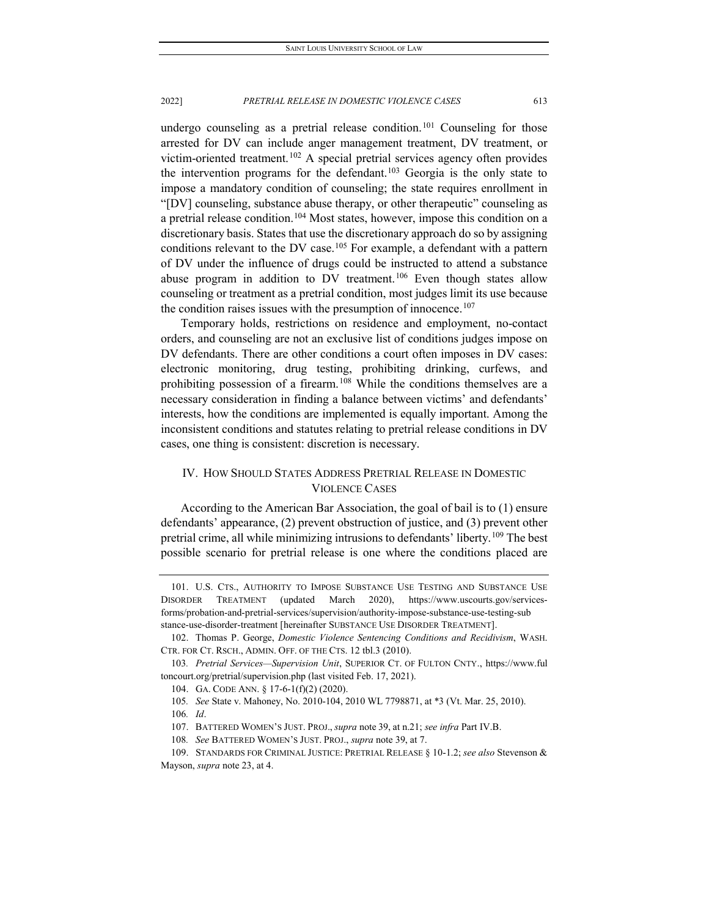undergo counseling as a pretrial release condition.[101] Counseling for those arrested for DV can include anger management treatment, DV treatment, or victim-oriented treatment.[102] A special pretrial services agency often provides the intervention programs for the defendant.[103] Georgia is the only state to impose a mandatory condition of counseling; the state requires enrollment in "[DV] counseling, substance abuse therapy, or other therapeutic" counseling as a pretrial release condition.[104] Most states, however, impose this condition on a discretionary basis. States that use the discretionary approach do so by assigning conditions relevant to the DV case.[105] For example, a defendant with a pattern of DV under the influence of drugs could be instructed to attend a substance abuse program in addition to DV treatment.[106] Even though states allow counseling or treatment as a pretrial condition, most judges limit its use because the condition raises issues with the presumption of innocence.[107]

Temporary holds, restrictions on residence and employment, no-contact orders, and counseling are not an exclusive list of conditions judges impose on DV defendants. There are other conditions a court often imposes in DV cases: electronic monitoring, drug testing, prohibiting drinking, curfews, and prohibiting possession of a firearm.[108] While the conditions themselves are a necessary consideration in finding a balance between victims' and defendants' interests, how the conditions are implemented is equally important. Among the inconsistent conditions and statutes relating to pretrial release conditions in DV cases, one thing is consistent: discretion is necessary.

## IV. How Should States Address Pretrial Release in Domestic Violence Cases

According to the American Bar Association, the goal of bail is to (1) ensure defendants' appearance, (2) prevent obstruction of justice, and (3) prevent other pretrial crime, all while minimizing intrusions to defendants' liberty.[109] The best possible scenario for pretrial release is one where the conditions placed are

---

101. U.S. Cts., Authority to Impose Substance Use Testing and Substance Use Disorder Treatment (updated March 2020), https://www.uscourts.gov/services-forms/probation-and-pretrial-services/supervision/authority-impose-substance-use-testing-substance-use-disorder-treatment [hereinafter Substance Use Disorder Treatment].

102. Thomas P. George, *Domestic Violence Sentencing Conditions and Recidivism*, Wash. Ctr. for Ct. Rsch., Admin. Off. of the Cts. 12 tbl.3 (2010).

103. *Pretrial Services—Supervision Unit*, Superior Ct. of Fulton Cnty., https://www.fultoncourt.org/pretrial/supervision.php (last visited Feb. 17, 2021).

104. Ga. Code Ann. § 17-6-1(f)(2) (2020).

105. *See* State v. Mahoney, No. 2010-104, 2010 WL 7798871, at *3 (Vt. Mar. 25, 2010).

106. *Id*.

107. Battered Women's Just. Proj., *supra* note 39, at n.21; *see infra* Part IV.B.

108. *See* Battered Women's Just. Proj., *supra* note 39, at 7.

109. Standards for Criminal Justice: Pretrial Release § 10-1.2; *see also* Stevenson & Mayson, *supra* note 23, at 4.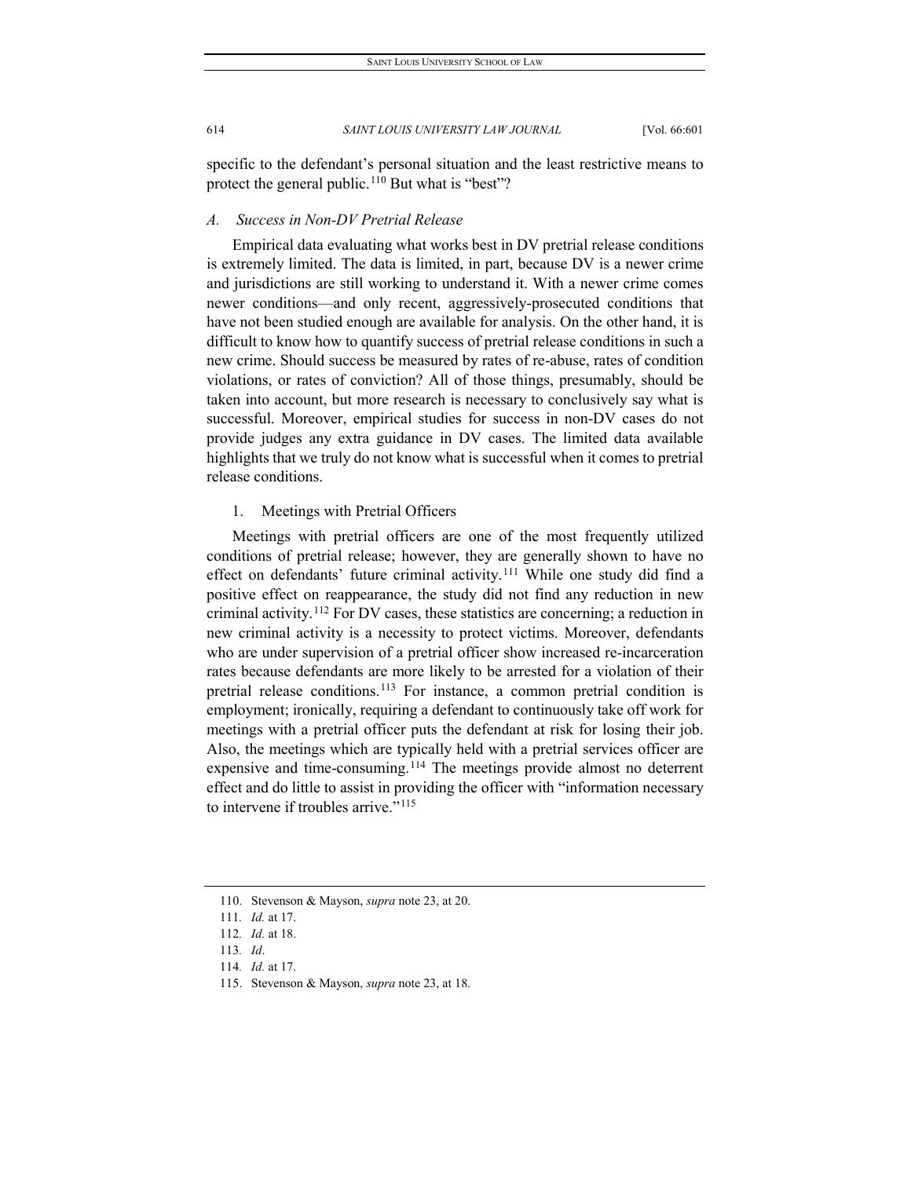specific to the defendant's personal situation and the least restrictive means to protect the general public.[110] But what is "best"?

### *A. Success in Non-DV Pretrial Release*

Empirical data evaluating what works best in DV pretrial release conditions is extremely limited. The data is limited, in part, because DV is a newer crime and jurisdictions are still working to understand it. With a newer crime comes newer conditions—and only recent, aggressively-prosecuted conditions that have not been studied enough are available for analysis. On the other hand, it is difficult to know how to quantify success of pretrial release conditions in such a new crime. Should success be measured by rates of re-abuse, rates of condition violations, or rates of conviction? All of those things, presumably, should be taken into account, but more research is necessary to conclusively say what is successful. Moreover, empirical studies for success in non-DV cases do not provide judges any extra guidance in DV cases. The limited data available highlights that we truly do not know what is successful when it comes to pretrial release conditions.

#### 1. Meetings with Pretrial Officers

Meetings with pretrial officers are one of the most frequently utilized conditions of pretrial release; however, they are generally shown to have no effect on defendants' future criminal activity.[111] While one study did find a positive effect on reappearance, the study did not find any reduction in new criminal activity.[112] For DV cases, these statistics are concerning; a reduction in new criminal activity is a necessity to protect victims. Moreover, defendants who are under supervision of a pretrial officer show increased re-incarceration rates because defendants are more likely to be arrested for a violation of their pretrial release conditions.[113] For instance, a common pretrial condition is employment; ironically, requiring a defendant to continuously take off work for meetings with a pretrial officer puts the defendant at risk for losing their job. Also, the meetings which are typically held with a pretrial services officer are expensive and time-consuming.[114] The meetings provide almost no deterrent effect and do little to assist in providing the officer with "information necessary to intervene if troubles arrive."[115]

---

110. Stevenson & Mayson, *supra* note 23, at 20.

111. *Id.* at 17.

112. *Id.* at 18.

113. *Id*.

114. *Id.* at 17.

115. Stevenson & Mayson, *supra* note 23, at 18.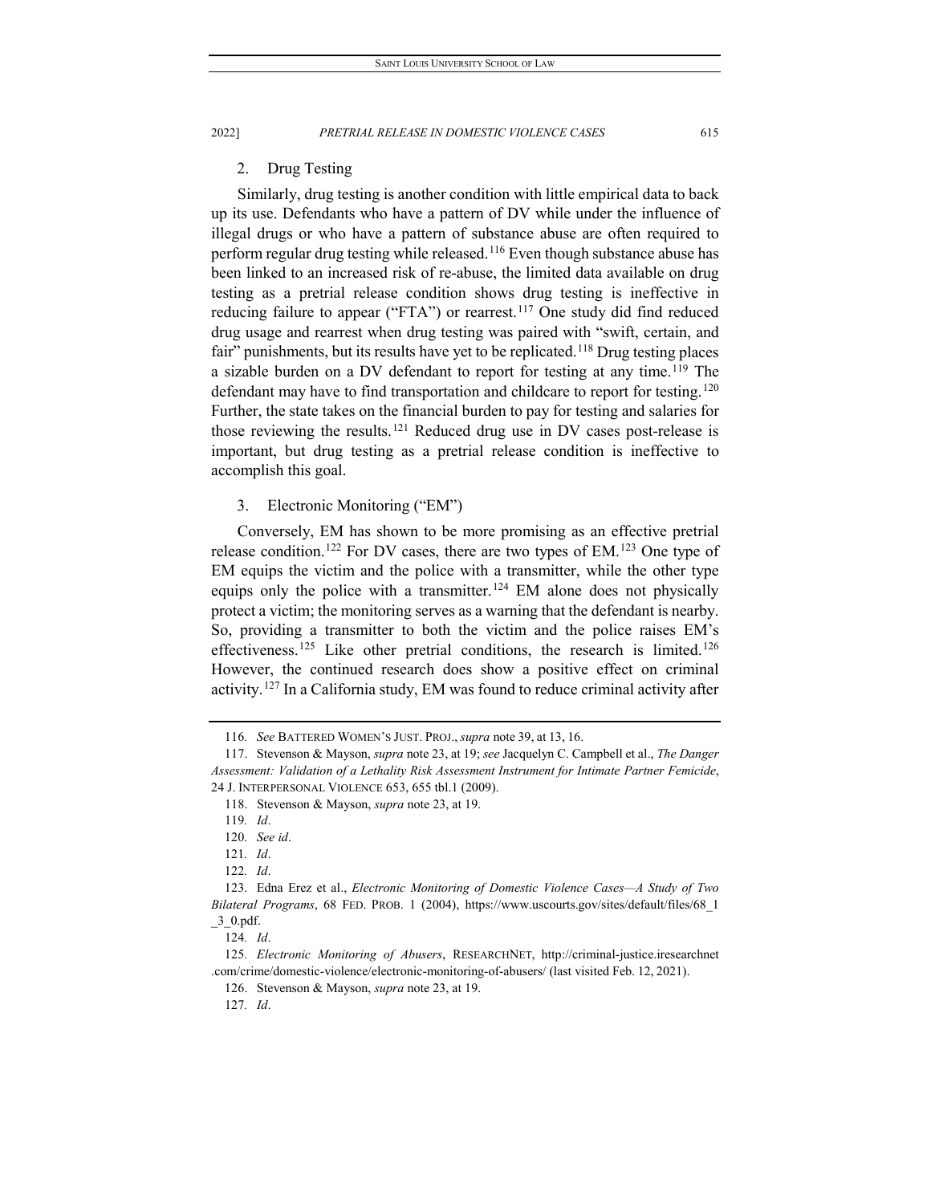2. Drug Testing

Similarly, drug testing is another condition with little empirical data to back up its use. Defendants who have a pattern of DV while under the influence of illegal drugs or who have a pattern of substance abuse are often required to perform regular drug testing while released.[116] Even though substance abuse has been linked to an increased risk of re-abuse, the limited data available on drug testing as a pretrial release condition shows drug testing is ineffective in reducing failure to appear ("FTA") or rearrest.[117] One study did find reduced drug usage and rearrest when drug testing was paired with "swift, certain, and fair" punishments, but its results have yet to be replicated.[118] Drug testing places a sizable burden on a DV defendant to report for testing at any time.[119] The defendant may have to find transportation and childcare to report for testing.[120] Further, the state takes on the financial burden to pay for testing and salaries for those reviewing the results.[121] Reduced drug use in DV cases post-release is important, but drug testing as a pretrial release condition is ineffective to accomplish this goal.

3. Electronic Monitoring ("EM")

Conversely, EM has shown to be more promising as an effective pretrial release condition.[122] For DV cases, there are two types of EM.[123] One type of EM equips the victim and the police with a transmitter, while the other type equips only the police with a transmitter.[124] EM alone does not physically protect a victim; the monitoring serves as a warning that the defendant is nearby. So, providing a transmitter to both the victim and the police raises EM's effectiveness.[125] Like other pretrial conditions, the research is limited.[126] However, the continued research does show a positive effect on criminal activity.[127] In a California study, EM was found to reduce criminal activity after

---

116. *See* BATTERED WOMEN'S JUST. PROJ., *supra* note 39, at 13, 16.

117. Stevenson & Mayson, *supra* note 23, at 19; *see* Jacquelyn C. Campbell et al., *The Danger Assessment: Validation of a Lethality Risk Assessment Instrument for Intimate Partner Femicide*, 24 J. INTERPERSONAL VIOLENCE 653, 655 tbl.1 (2009).

118. Stevenson & Mayson, *supra* note 23, at 19.

119. *Id*.

120. *See id*.

121. *Id*.

122. *Id*.

123. Edna Erez et al., *Electronic Monitoring of Domestic Violence Cases—A Study of Two Bilateral Programs*, 68 FED. PROB. 1 (2004), https://www.uscourts.gov/sites/default/files/68_1_3_0.pdf.

124. *Id*.

125. *Electronic Monitoring of Abusers*, RESEARCHNET, http://criminal-justice.iresearchnet.com/crime/domestic-violence/electronic-monitoring-of-abusers/ (last visited Feb. 12, 2021).

126. Stevenson & Mayson, *supra* note 23, at 19.

127. *Id*.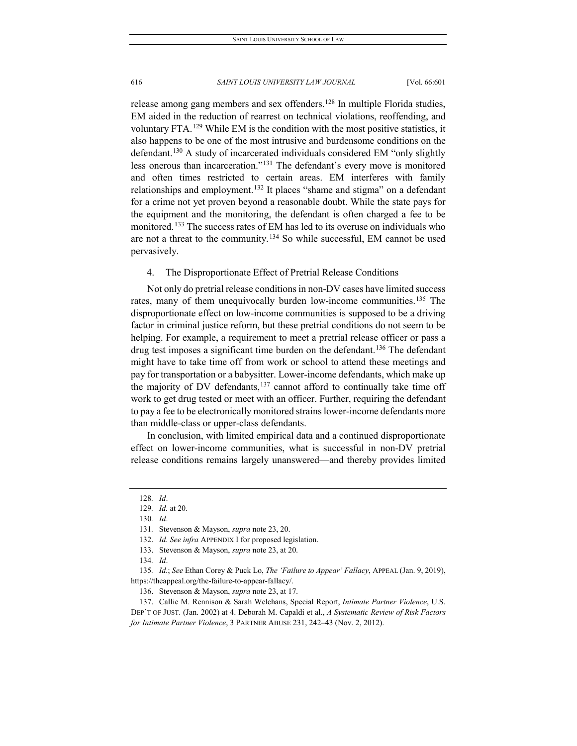release among gang members and sex offenders.[128] In multiple Florida studies, EM aided in the reduction of rearrest on technical violations, reoffending, and voluntary FTA.[129] While EM is the condition with the most positive statistics, it also happens to be one of the most intrusive and burdensome conditions on the defendant.[130] A study of incarcerated individuals considered EM "only slightly less onerous than incarceration."[131] The defendant's every move is monitored and often times restricted to certain areas. EM interferes with family relationships and employment.[132] It places "shame and stigma" on a defendant for a crime not yet proven beyond a reasonable doubt. While the state pays for the equipment and the monitoring, the defendant is often charged a fee to be monitored.[133] The success rates of EM has led to its overuse on individuals who are not a threat to the community.[134] So while successful, EM cannot be used pervasively.

4. The Disproportionate Effect of Pretrial Release Conditions

Not only do pretrial release conditions in non-DV cases have limited success rates, many of them unequivocally burden low-income communities.[135] The disproportionate effect on low-income communities is supposed to be a driving factor in criminal justice reform, but these pretrial conditions do not seem to be helping. For example, a requirement to meet a pretrial release officer or pass a drug test imposes a significant time burden on the defendant.[136] The defendant might have to take time off from work or school to attend these meetings and pay for transportation or a babysitter. Lower-income defendants, which make up the majority of DV defendants,[137] cannot afford to continually take time off work to get drug tested or meet with an officer. Further, requiring the defendant to pay a fee to be electronically monitored strains lower-income defendants more than middle-class or upper-class defendants.

In conclusion, with limited empirical data and a continued disproportionate effect on lower-income communities, what is successful in non-DV pretrial release conditions remains largely unanswered—and thereby provides limited

---

128. *Id*.

129. *Id.* at 20.

130. *Id*.

131. Stevenson & Mayson, *supra* note 23, 20.

132. *Id. See infra* APPENDIX I for proposed legislation.

133. Stevenson & Mayson, *supra* note 23, at 20.

134. *Id*.

135. *Id.*; *See* Ethan Corey & Puck Lo, *The 'Failure to Appear' Fallacy*, APPEAL (Jan. 9, 2019), https://theappeal.org/the-failure-to-appear-fallacy/.

136. Stevenson & Mayson, *supra* note 23, at 17.

137. Callie M. Rennison & Sarah Welchans, Special Report, *Intimate Partner Violence*, U.S. DEP'T OF JUST. (Jan. 2002) at 4. Deborah M. Capaldi et al., *A Systematic Review of Risk Factors for Intimate Partner Violence*, 3 PARTNER ABUSE 231, 242–43 (Nov. 2, 2012).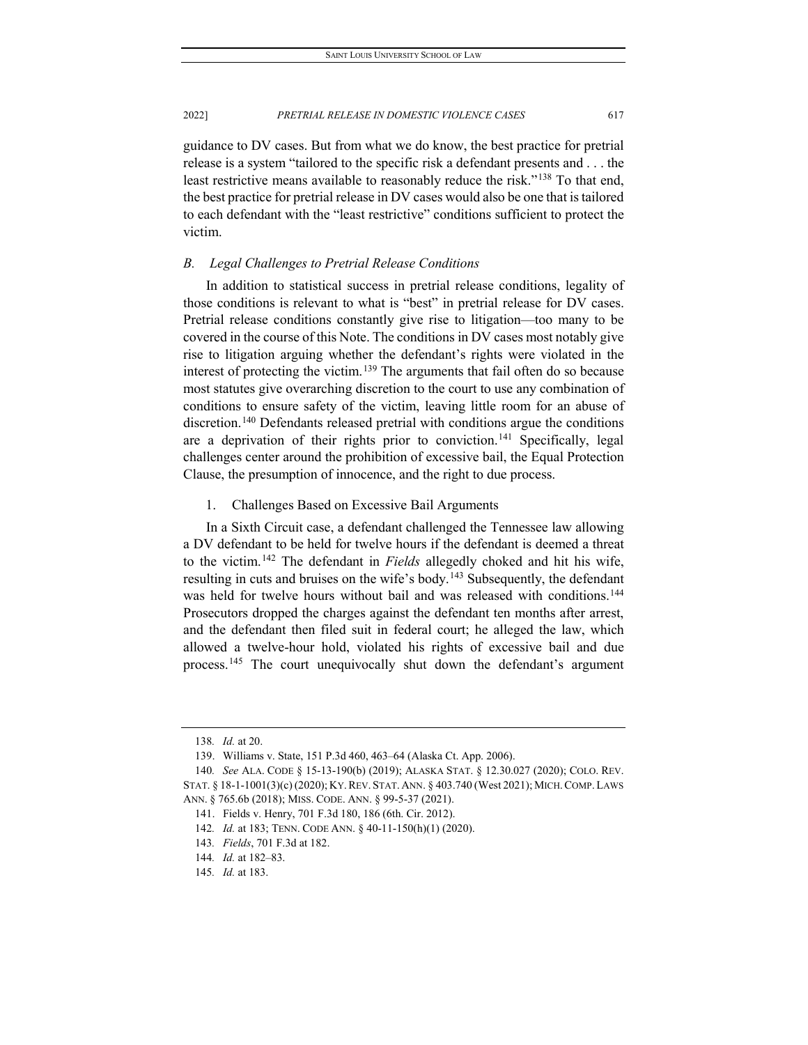guidance to DV cases. But from what we do know, the best practice for pretrial release is a system "tailored to the specific risk a defendant presents and . . . the least restrictive means available to reasonably reduce the risk."[138] To that end, the best practice for pretrial release in DV cases would also be one that is tailored to each defendant with the "least restrictive" conditions sufficient to protect the victim.

### *B. Legal Challenges to Pretrial Release Conditions*

In addition to statistical success in pretrial release conditions, legality of those conditions is relevant to what is "best" in pretrial release for DV cases. Pretrial release conditions constantly give rise to litigation—too many to be covered in the course of this Note. The conditions in DV cases most notably give rise to litigation arguing whether the defendant's rights were violated in the interest of protecting the victim.[139] The arguments that fail often do so because most statutes give overarching discretion to the court to use any combination of conditions to ensure safety of the victim, leaving little room for an abuse of discretion.[140] Defendants released pretrial with conditions argue the conditions are a deprivation of their rights prior to conviction.[141] Specifically, legal challenges center around the prohibition of excessive bail, the Equal Protection Clause, the presumption of innocence, and the right to due process.

#### 1. Challenges Based on Excessive Bail Arguments

In a Sixth Circuit case, a defendant challenged the Tennessee law allowing a DV defendant to be held for twelve hours if the defendant is deemed a threat to the victim.[142] The defendant in *Fields* allegedly choked and hit his wife, resulting in cuts and bruises on the wife's body.[143] Subsequently, the defendant was held for twelve hours without bail and was released with conditions.[144] Prosecutors dropped the charges against the defendant ten months after arrest, and the defendant then filed suit in federal court; he alleged the law, which allowed a twelve-hour hold, violated his rights of excessive bail and due process.[145] The court unequivocally shut down the defendant's argument

---

138. *Id.* at 20.

139. Williams v. State, 151 P.3d 460, 463–64 (Alaska Ct. App. 2006).

140. *See* ALA. CODE § 15-13-190(b) (2019); ALASKA STAT. § 12.30.027 (2020); COLO. REV. STAT. § 18-1-1001(3)(c) (2020); KY. REV. STAT. ANN. § 403.740 (West 2021); MICH. COMP. LAWS ANN. § 765.6b (2018); MISS. CODE. ANN. § 99-5-37 (2021).

141. Fields v. Henry, 701 F.3d 180, 186 (6th. Cir. 2012).

142. *Id.* at 183; TENN. CODE ANN. § 40-11-150(h)(1) (2020).

143. *Fields*, 701 F.3d at 182.

144. *Id.* at 182–83.

145. *Id.* at 183.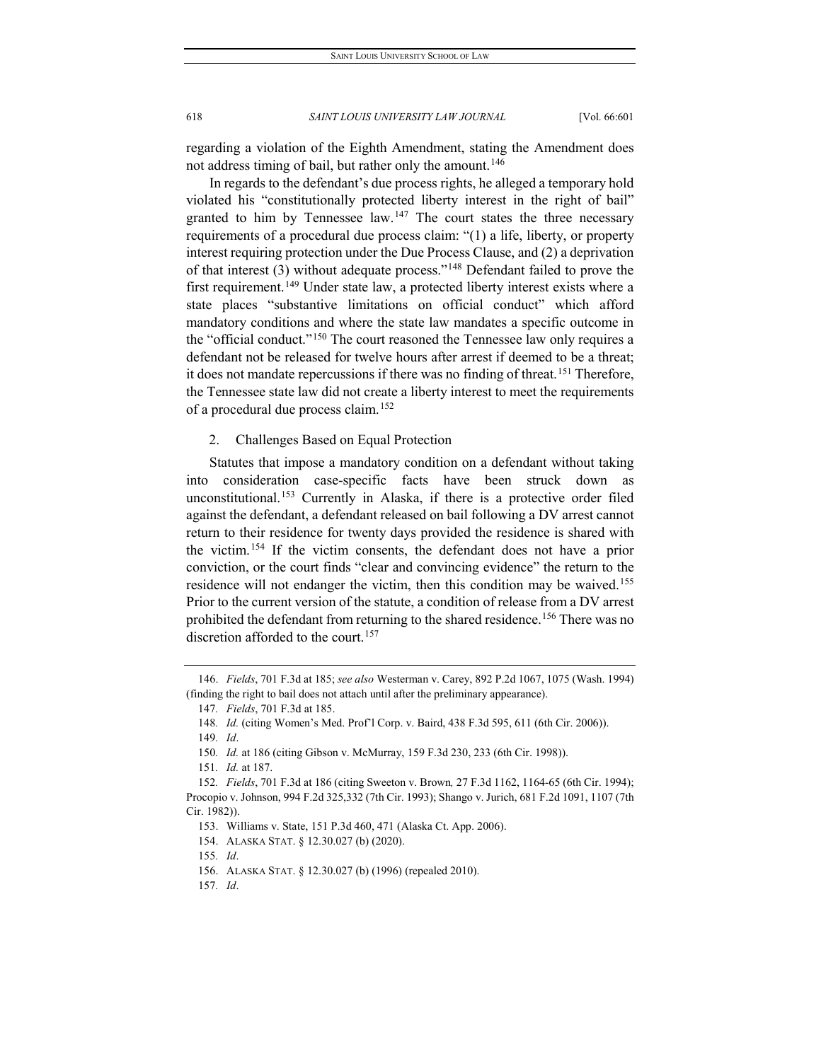regarding a violation of the Eighth Amendment, stating the Amendment does not address timing of bail, but rather only the amount.[146]

In regards to the defendant's due process rights, he alleged a temporary hold violated his "constitutionally protected liberty interest in the right of bail" granted to him by Tennessee law.[147] The court states the three necessary requirements of a procedural due process claim: "(1) a life, liberty, or property interest requiring protection under the Due Process Clause, and (2) a deprivation of that interest (3) without adequate process."[148] Defendant failed to prove the first requirement.[149] Under state law, a protected liberty interest exists where a state places "substantive limitations on official conduct" which afford mandatory conditions and where the state law mandates a specific outcome in the "official conduct."[150] The court reasoned the Tennessee law only requires a defendant not be released for twelve hours after arrest if deemed to be a threat; it does not mandate repercussions if there was no finding of threat.[151] Therefore, the Tennessee state law did not create a liberty interest to meet the requirements of a procedural due process claim.[152]

### 2. Challenges Based on Equal Protection

Statutes that impose a mandatory condition on a defendant without taking into consideration case-specific facts have been struck down as unconstitutional.[153] Currently in Alaska, if there is a protective order filed against the defendant, a defendant released on bail following a DV arrest cannot return to their residence for twenty days provided the residence is shared with the victim.[154] If the victim consents, the defendant does not have a prior conviction, or the court finds "clear and convincing evidence" the return to the residence will not endanger the victim, then this condition may be waived.[155] Prior to the current version of the statute, a condition of release from a DV arrest prohibited the defendant from returning to the shared residence.[156] There was no discretion afforded to the court.[157]

---

146. *Fields*, 701 F.3d at 185; *see also* Westerman v. Carey, 892 P.2d 1067, 1075 (Wash. 1994) (finding the right to bail does not attach until after the preliminary appearance).

147. *Fields*, 701 F.3d at 185.

148. *Id.* (citing Women's Med. Prof'l Corp. v. Baird, 438 F.3d 595, 611 (6th Cir. 2006)).

149. *Id*.

150. *Id.* at 186 (citing Gibson v. McMurray, 159 F.3d 230, 233 (6th Cir. 1998)).

151. *Id.* at 187.

152. *Fields*, 701 F.3d at 186 (citing Sweeton v. Brown, 27 F.3d 1162, 1164-65 (6th Cir. 1994); Procopio v. Johnson, 994 F.2d 325,332 (7th Cir. 1993); Shango v. Jurich, 681 F.2d 1091, 1107 (7th Cir. 1982)).

153. Williams v. State, 151 P.3d 460, 471 (Alaska Ct. App. 2006).

154. ALASKA STAT. § 12.30.027 (b) (2020).

155. *Id*.

156. ALASKA STAT. § 12.30.027 (b) (1996) (repealed 2010).

157. *Id*.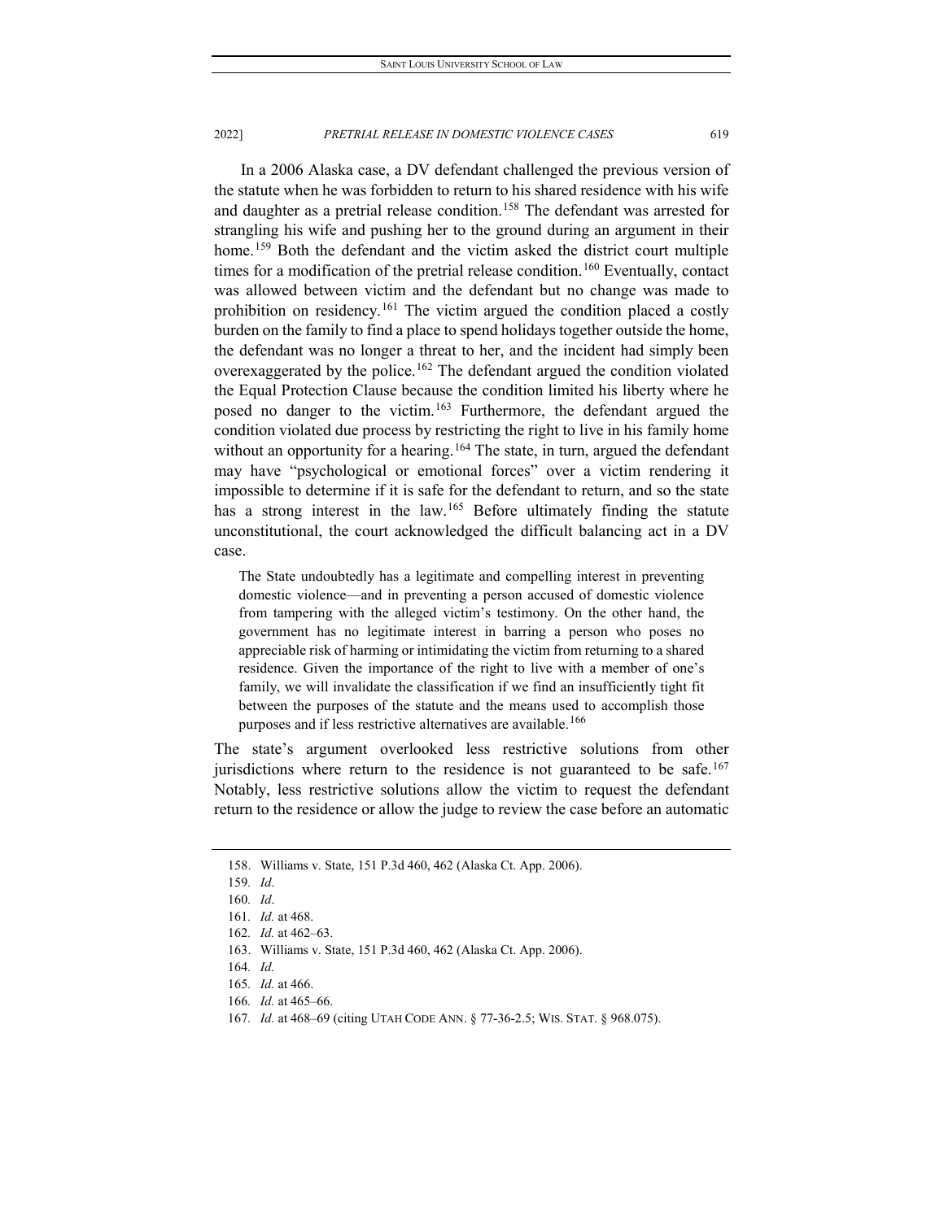In a 2006 Alaska case, a DV defendant challenged the previous version of the statute when he was forbidden to return to his shared residence with his wife and daughter as a pretrial release condition.[158] The defendant was arrested for strangling his wife and pushing her to the ground during an argument in their home.[159] Both the defendant and the victim asked the district court multiple times for a modification of the pretrial release condition.[160] Eventually, contact was allowed between victim and the defendant but no change was made to prohibition on residency.[161] The victim argued the condition placed a costly burden on the family to find a place to spend holidays together outside the home, the defendant was no longer a threat to her, and the incident had simply been overexaggerated by the police.[162] The defendant argued the condition violated the Equal Protection Clause because the condition limited his liberty where he posed no danger to the victim.[163] Furthermore, the defendant argued the condition violated due process by restricting the right to live in his family home without an opportunity for a hearing.[164] The state, in turn, argued the defendant may have "psychological or emotional forces" over a victim rendering it impossible to determine if it is safe for the defendant to return, and so the state has a strong interest in the law.[165] Before ultimately finding the statute unconstitutional, the court acknowledged the difficult balancing act in a DV case.

> The State undoubtedly has a legitimate and compelling interest in preventing domestic violence—and in preventing a person accused of domestic violence from tampering with the alleged victim's testimony. On the other hand, the government has no legitimate interest in barring a person who poses no appreciable risk of harming or intimidating the victim from returning to a shared residence. Given the importance of the right to live with a member of one's family, we will invalidate the classification if we find an insufficiently tight fit between the purposes of the statute and the means used to accomplish those purposes and if less restrictive alternatives are available.[166]

The state's argument overlooked less restrictive solutions from other jurisdictions where return to the residence is not guaranteed to be safe.[167] Notably, less restrictive solutions allow the victim to request the defendant return to the residence or allow the judge to review the case before an automatic

---

158. Williams v. State, 151 P.3d 460, 462 (Alaska Ct. App. 2006).

159. *Id*.

160. *Id*.

161. *Id.* at 468.

162. *Id.* at 462–63.

163. Williams v. State, 151 P.3d 460, 462 (Alaska Ct. App. 2006).

164. *Id.*

165. *Id.* at 466.

166. *Id.* at 465–66.

167. *Id.* at 468–69 (citing UTAH CODE ANN. § 77-36-2.5; WIS. STAT. § 968.075).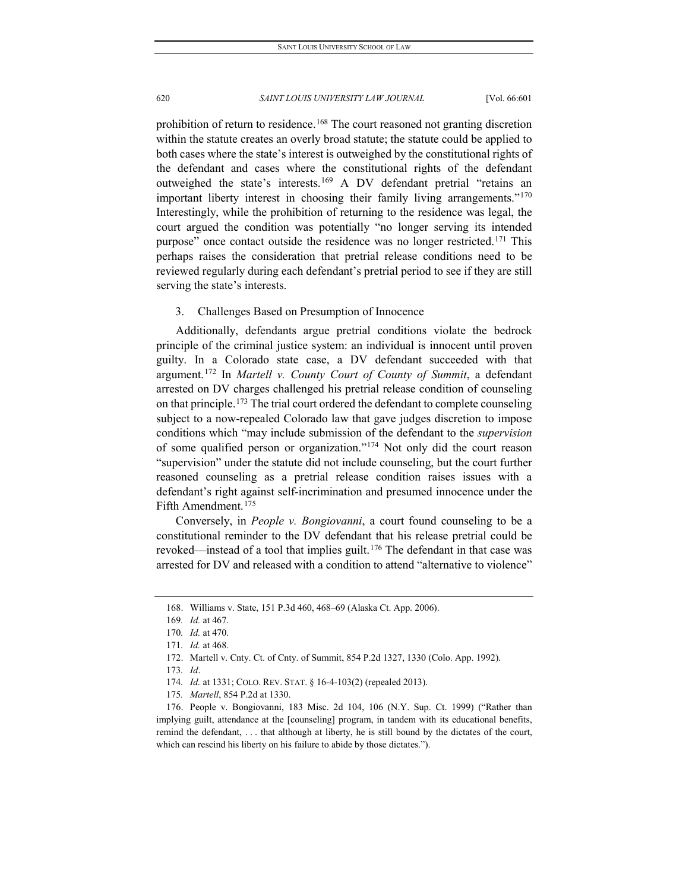prohibition of return to residence.[168] The court reasoned not granting discretion within the statute creates an overly broad statute; the statute could be applied to both cases where the state's interest is outweighed by the constitutional rights of the defendant and cases where the constitutional rights of the defendant outweighed the state's interests.[169] A DV defendant pretrial "retains an important liberty interest in choosing their family living arrangements."[170] Interestingly, while the prohibition of returning to the residence was legal, the court argued the condition was potentially "no longer serving its intended purpose" once contact outside the residence was no longer restricted.[171] This perhaps raises the consideration that pretrial release conditions need to be reviewed regularly during each defendant's pretrial period to see if they are still serving the state's interests.

3. Challenges Based on Presumption of Innocence

Additionally, defendants argue pretrial conditions violate the bedrock principle of the criminal justice system: an individual is innocent until proven guilty. In a Colorado state case, a DV defendant succeeded with that argument.[172] In *Martell v. County Court of County of Summit*, a defendant arrested on DV charges challenged his pretrial release condition of counseling on that principle.[173] The trial court ordered the defendant to complete counseling subject to a now-repealed Colorado law that gave judges discretion to impose conditions which "may include submission of the defendant to the *supervision* of some qualified person or organization."[174] Not only did the court reason "supervision" under the statute did not include counseling, but the court further reasoned counseling as a pretrial release condition raises issues with a defendant's right against self-incrimination and presumed innocence under the Fifth Amendment.[175]

Conversely, in *People v. Bongiovanni*, a court found counseling to be a constitutional reminder to the DV defendant that his release pretrial could be revoked—instead of a tool that implies guilt.[176] The defendant in that case was arrested for DV and released with a condition to attend "alternative to violence"

168. Williams v. State, 151 P.3d 460, 468–69 (Alaska Ct. App. 2006).

169. *Id.* at 467.

170. *Id.* at 470.

171. *Id.* at 468.

172. Martell v. Cnty. Ct. of Cnty. of Summit, 854 P.2d 1327, 1330 (Colo. App. 1992).

173. *Id*.

174. *Id.* at 1331; COLO. REV. STAT. § 16-4-103(2) (repealed 2013).

175. *Martell*, 854 P.2d at 1330.

176. People v. Bongiovanni, 183 Misc. 2d 104, 106 (N.Y. Sup. Ct. 1999) ("Rather than implying guilt, attendance at the [counseling] program, in tandem with its educational benefits, remind the defendant, . . . that although at liberty, he is still bound by the dictates of the court, which can rescind his liberty on his failure to abide by those dictates.").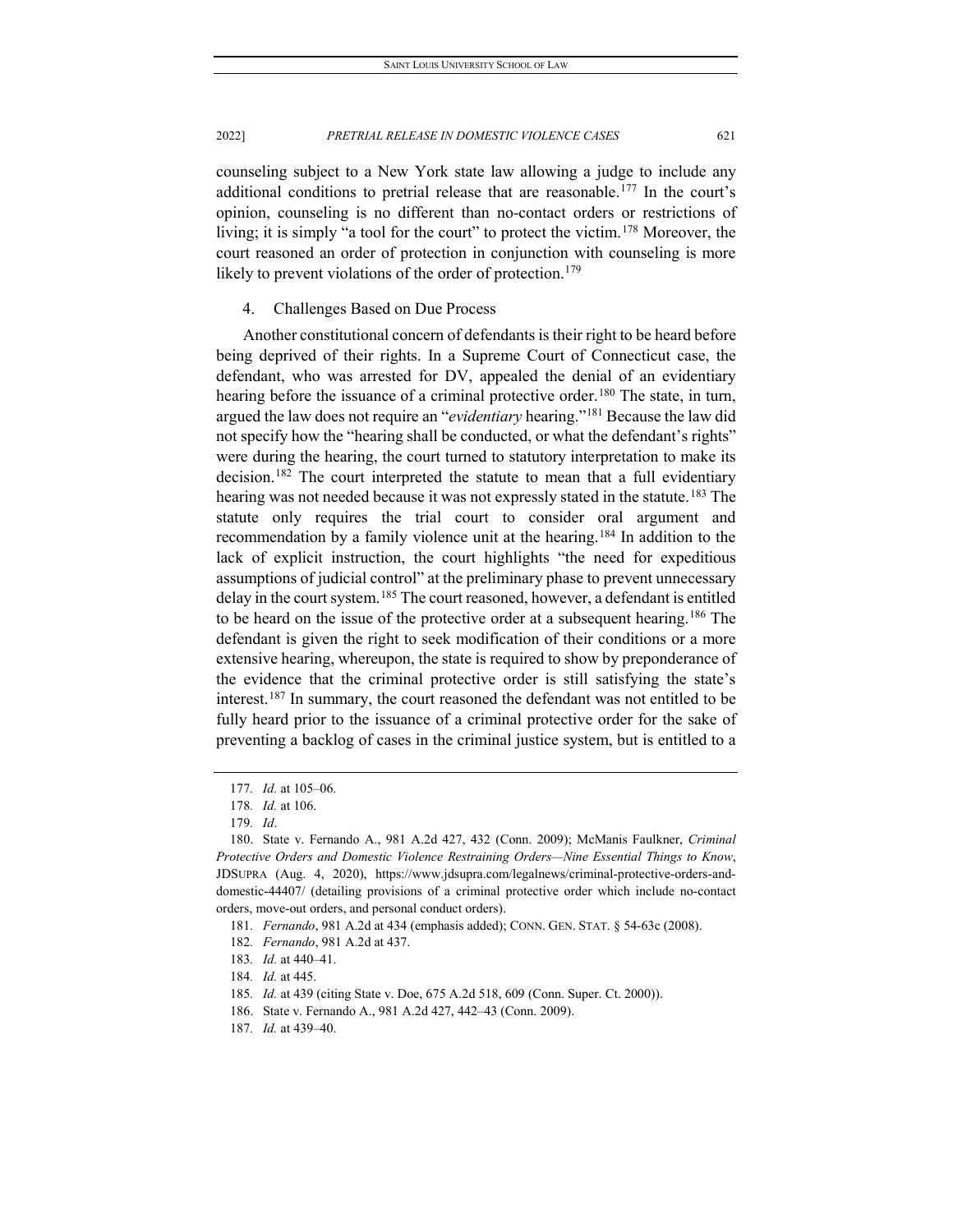counseling subject to a New York state law allowing a judge to include any additional conditions to pretrial release that are reasonable.[177] In the court's opinion, counseling is no different than no-contact orders or restrictions of living; it is simply "a tool for the court" to protect the victim.[178] Moreover, the court reasoned an order of protection in conjunction with counseling is more likely to prevent violations of the order of protection.[179]

4. Challenges Based on Due Process

Another constitutional concern of defendants is their right to be heard before being deprived of their rights. In a Supreme Court of Connecticut case, the defendant, who was arrested for DV, appealed the denial of an evidentiary hearing before the issuance of a criminal protective order.[180] The state, in turn, argued the law does not require an "*evidentiary* hearing."[181] Because the law did not specify how the "hearing shall be conducted, or what the defendant's rights" were during the hearing, the court turned to statutory interpretation to make its decision.[182] The court interpreted the statute to mean that a full evidentiary hearing was not needed because it was not expressly stated in the statute.[183] The statute only requires the trial court to consider oral argument and recommendation by a family violence unit at the hearing.[184] In addition to the lack of explicit instruction, the court highlights "the need for expeditious assumptions of judicial control" at the preliminary phase to prevent unnecessary delay in the court system.[185] The court reasoned, however, a defendant is entitled to be heard on the issue of the protective order at a subsequent hearing.[186] The defendant is given the right to seek modification of their conditions or a more extensive hearing, whereupon, the state is required to show by preponderance of the evidence that the criminal protective order is still satisfying the state's interest.[187] In summary, the court reasoned the defendant was not entitled to be fully heard prior to the issuance of a criminal protective order for the sake of preventing a backlog of cases in the criminal justice system, but is entitled to a

177. *Id.* at 105–06.

178. *Id.* at 106.

179. *Id*.

180. State v. Fernando A., 981 A.2d 427, 432 (Conn. 2009); McManis Faulkner, *Criminal Protective Orders and Domestic Violence Restraining Orders—Nine Essential Things to Know*, JDSUPRA (Aug. 4, 2020), https://www.jdsupra.com/legalnews/criminal-protective-orders-and-domestic-44407/ (detailing provisions of a criminal protective order which include no-contact orders, move-out orders, and personal conduct orders).

181. *Fernando*, 981 A.2d at 434 (emphasis added); CONN. GEN. STAT. § 54-63c (2008).

182. *Fernando*, 981 A.2d at 437.

183. *Id.* at 440–41.

184. *Id.* at 445.

185. *Id.* at 439 (citing State v. Doe, 675 A.2d 518, 609 (Conn. Super. Ct. 2000)).

186. State v. Fernando A., 981 A.2d 427, 442–43 (Conn. 2009).

187. *Id.* at 439–40.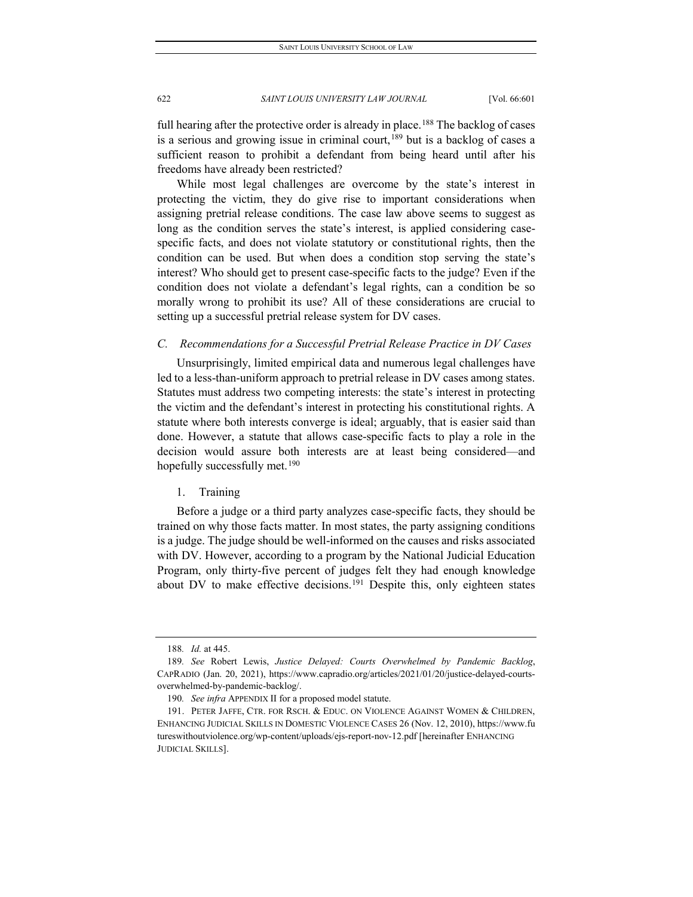full hearing after the protective order is already in place.[188] The backlog of cases is a serious and growing issue in criminal court,[189] but is a backlog of cases a sufficient reason to prohibit a defendant from being heard until after his freedoms have already been restricted?

While most legal challenges are overcome by the state's interest in protecting the victim, they do give rise to important considerations when assigning pretrial release conditions. The case law above seems to suggest as long as the condition serves the state's interest, is applied considering case-specific facts, and does not violate statutory or constitutional rights, then the condition can be used. But when does a condition stop serving the state's interest? Who should get to present case-specific facts to the judge? Even if the condition does not violate a defendant's legal rights, can a condition be so morally wrong to prohibit its use? All of these considerations are crucial to setting up a successful pretrial release system for DV cases.

### *C. Recommendations for a Successful Pretrial Release Practice in DV Cases*

Unsurprisingly, limited empirical data and numerous legal challenges have led to a less-than-uniform approach to pretrial release in DV cases among states. Statutes must address two competing interests: the state's interest in protecting the victim and the defendant's interest in protecting his constitutional rights. A statute where both interests converge is ideal; arguably, that is easier said than done. However, a statute that allows case-specific facts to play a role in the decision would assure both interests are at least being considered—and hopefully successfully met.[190]

#### 1. Training

Before a judge or a third party analyzes case-specific facts, they should be trained on why those facts matter. In most states, the party assigning conditions is a judge. The judge should be well-informed on the causes and risks associated with DV. However, according to a program by the National Judicial Education Program, only thirty-five percent of judges felt they had enough knowledge about DV to make effective decisions.[191] Despite this, only eighteen states

---

188. *Id.* at 445.

189. *See* Robert Lewis, *Justice Delayed: Courts Overwhelmed by Pandemic Backlog*, CAPRADIO (Jan. 20, 2021), https://www.capradio.org/articles/2021/01/20/justice-delayed-courts-overwhelmed-by-pandemic-backlog/.

190. *See infra* APPENDIX II for a proposed model statute.

191. PETER JAFFE, CTR. FOR RSCH. & EDUC. ON VIOLENCE AGAINST WOMEN & CHILDREN, ENHANCING JUDICIAL SKILLS IN DOMESTIC VIOLENCE CASES 26 (Nov. 12, 2010), https://www.futureswithoutviolence.org/wp-content/uploads/ejs-report-nov-12.pdf [hereinafter ENHANCING JUDICIAL SKILLS].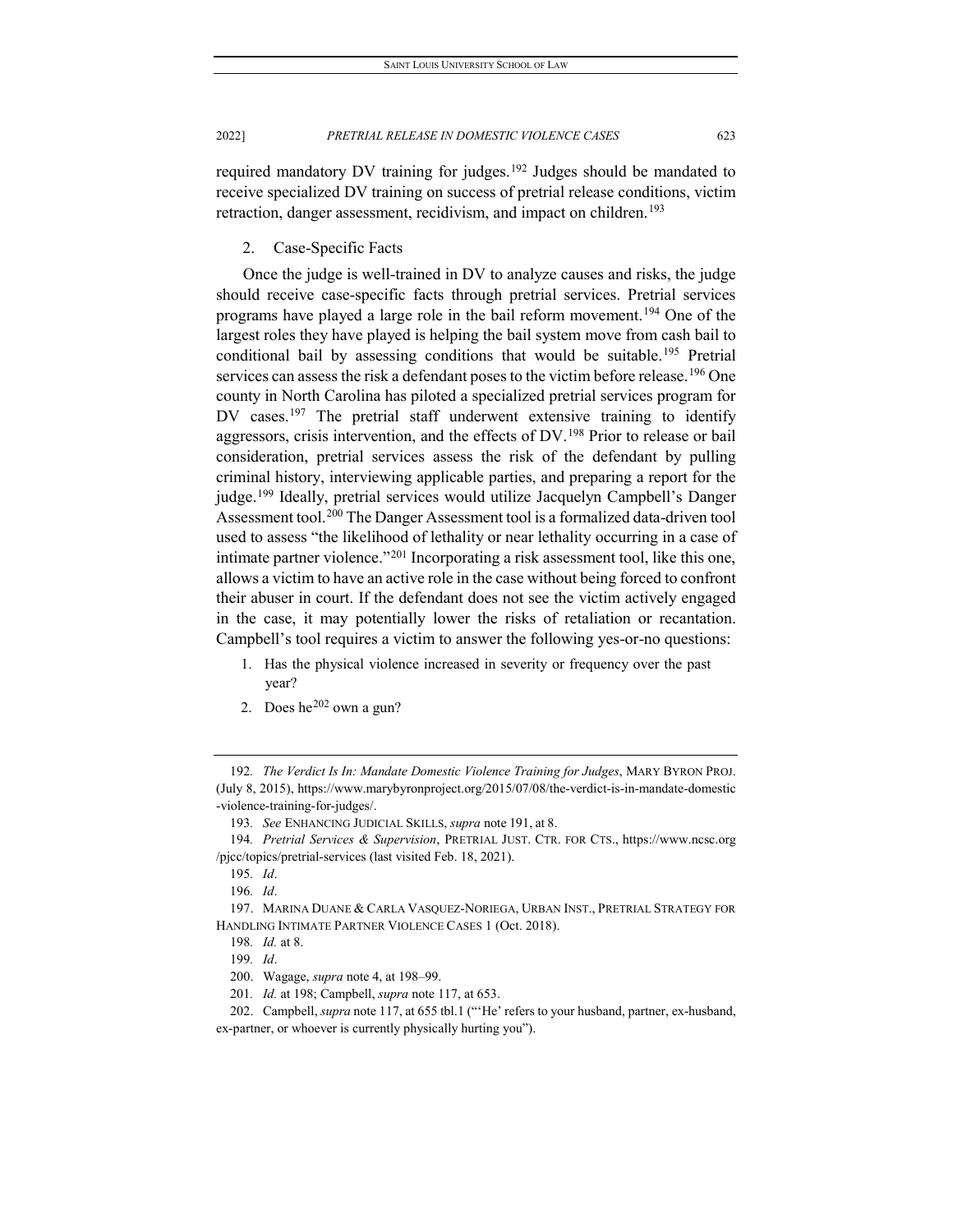required mandatory DV training for judges.[192] Judges should be mandated to receive specialized DV training on success of pretrial release conditions, victim retraction, danger assessment, recidivism, and impact on children.[193]

2. Case-Specific Facts

Once the judge is well-trained in DV to analyze causes and risks, the judge should receive case-specific facts through pretrial services. Pretrial services programs have played a large role in the bail reform movement.[194] One of the largest roles they have played is helping the bail system move from cash bail to conditional bail by assessing conditions that would be suitable.[195] Pretrial services can assess the risk a defendant poses to the victim before release.[196] One county in North Carolina has piloted a specialized pretrial services program for DV cases.[197] The pretrial staff underwent extensive training to identify aggressors, crisis intervention, and the effects of DV.[198] Prior to release or bail consideration, pretrial services assess the risk of the defendant by pulling criminal history, interviewing applicable parties, and preparing a report for the judge.[199] Ideally, pretrial services would utilize Jacquelyn Campbell's Danger Assessment tool.[200] The Danger Assessment tool is a formalized data-driven tool used to assess "the likelihood of lethality or near lethality occurring in a case of intimate partner violence."[201] Incorporating a risk assessment tool, like this one, allows a victim to have an active role in the case without being forced to confront their abuser in court. If the defendant does not see the victim actively engaged in the case, it may potentially lower the risks of retaliation or recantation. Campbell's tool requires a victim to answer the following yes-or-no questions:

1. Has the physical violence increased in severity or frequency over the past year?
2. Does he[202] own a gun?

---

192. *The Verdict Is In: Mandate Domestic Violence Training for Judges*, MARY BYRON PROJ. (July 8, 2015), https://www.marybyronproject.org/2015/07/08/the-verdict-is-in-mandate-domestic-violence-training-for-judges/.

193. *See* ENHANCING JUDICIAL SKILLS, *supra* note 191, at 8.

194. *Pretrial Services & Supervision*, PRETRIAL JUST. CTR. FOR CTS., https://www.ncsc.org/pjcc/topics/pretrial-services (last visited Feb. 18, 2021).

195. *Id*.

196. *Id*.

197. MARINA DUANE & CARLA VASQUEZ-NORIEGA, URBAN INST., PRETRIAL STRATEGY FOR HANDLING INTIMATE PARTNER VIOLENCE CASES 1 (Oct. 2018).

198. *Id.* at 8.

199. *Id*.

200. Wagage, *supra* note 4, at 198–99.

201. *Id.* at 198; Campbell, *supra* note 117, at 653.

202. Campbell, *supra* note 117, at 655 tbl.1 ("'He' refers to your husband, partner, ex-husband, ex-partner, or whoever is currently physically hurting you").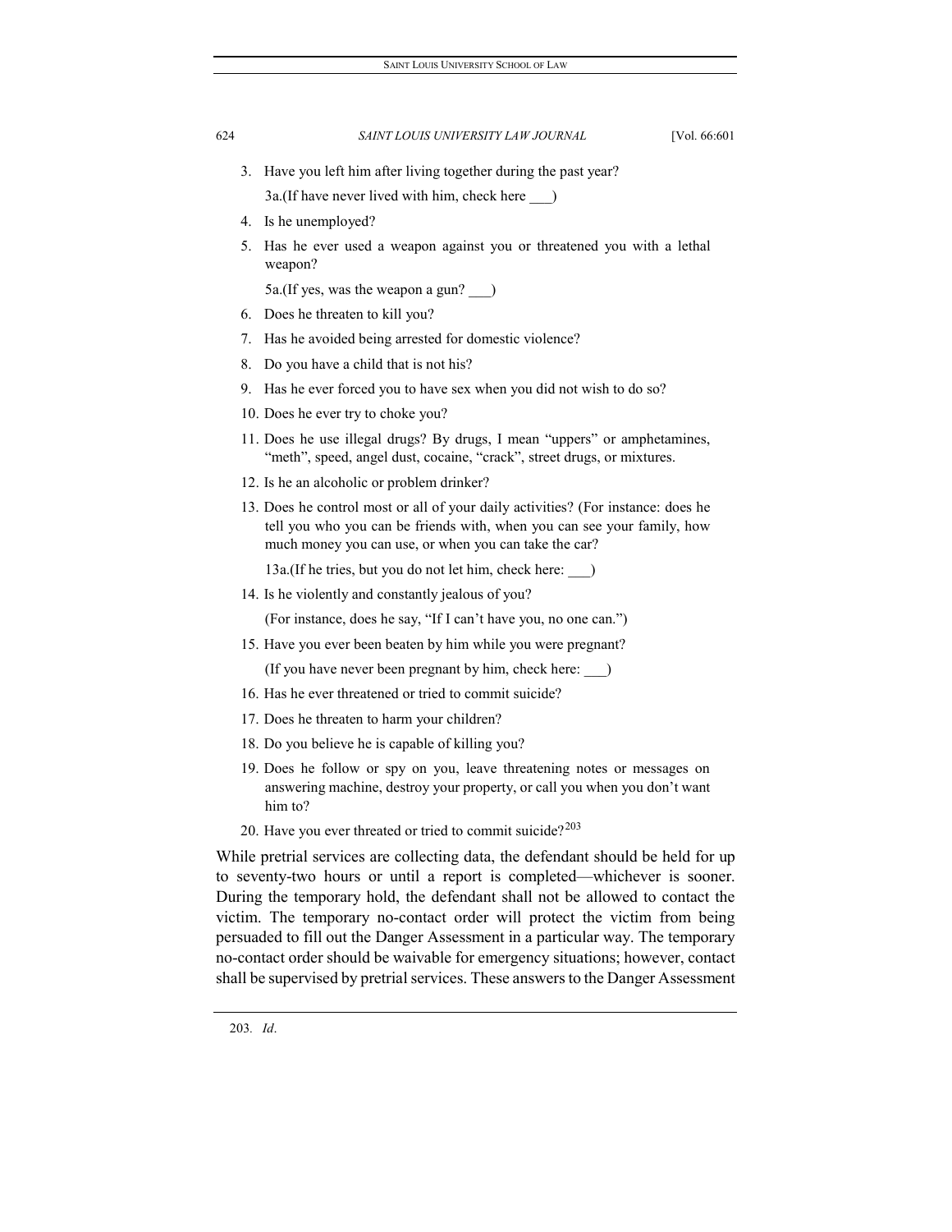3. Have you left him after living together during the past year?

   3a.(If have never lived with him, check here ___)

4. Is he unemployed?
5. Has he ever used a weapon against you or threatened you with a lethal weapon?

   5a.(If yes, was the weapon a gun? ___)

6. Does he threaten to kill you?
7. Has he avoided being arrested for domestic violence?
8. Do you have a child that is not his?
9. Has he ever forced you to have sex when you did not wish to do so?
10. Does he ever try to choke you?
11. Does he use illegal drugs? By drugs, I mean "uppers" or amphetamines, "meth", speed, angel dust, cocaine, "crack", street drugs, or mixtures.
12. Is he an alcoholic or problem drinker?
13. Does he control most or all of your daily activities? (For instance: does he tell you who you can be friends with, when you can see your family, how much money you can use, or when you can take the car?

    13a.(If he tries, but you do not let him, check here: ___)

14. Is he violently and constantly jealous of you?

    (For instance, does he say, "If I can't have you, no one can.")

15. Have you ever been beaten by him while you were pregnant?

    (If you have never been pregnant by him, check here: ___)

16. Has he ever threatened or tried to commit suicide?
17. Does he threaten to harm your children?
18. Do you believe he is capable of killing you?
19. Does he follow or spy on you, leave threatening notes or messages on answering machine, destroy your property, or call you when you don't want him to?
20. Have you ever threated or tried to commit suicide?[203]

While pretrial services are collecting data, the defendant should be held for up to seventy-two hours or until a report is completed—whichever is sooner. During the temporary hold, the defendant shall not be allowed to contact the victim. The temporary no-contact order will protect the victim from being persuaded to fill out the Danger Assessment in a particular way. The temporary no-contact order should be waivable for emergency situations; however, contact shall be supervised by pretrial services. These answers to the Danger Assessment

203. *Id*.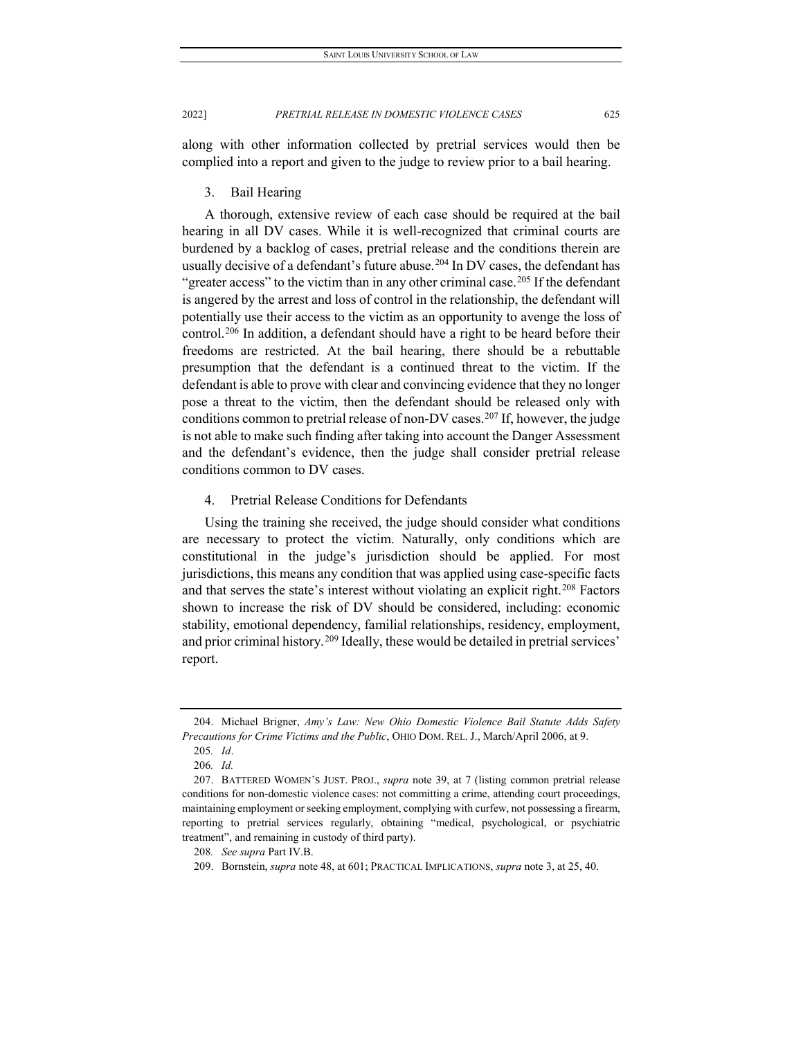along with other information collected by pretrial services would then be complied into a report and given to the judge to review prior to a bail hearing.

### 3. Bail Hearing

A thorough, extensive review of each case should be required at the bail hearing in all DV cases. While it is well-recognized that criminal courts are burdened by a backlog of cases, pretrial release and the conditions therein are usually decisive of a defendant's future abuse.[204] In DV cases, the defendant has "greater access" to the victim than in any other criminal case.[205] If the defendant is angered by the arrest and loss of control in the relationship, the defendant will potentially use their access to the victim as an opportunity to avenge the loss of control.[206] In addition, a defendant should have a right to be heard before their freedoms are restricted. At the bail hearing, there should be a rebuttable presumption that the defendant is a continued threat to the victim. If the defendant is able to prove with clear and convincing evidence that they no longer pose a threat to the victim, then the defendant should be released only with conditions common to pretrial release of non-DV cases.[207] If, however, the judge is not able to make such finding after taking into account the Danger Assessment and the defendant's evidence, then the judge shall consider pretrial release conditions common to DV cases.

### 4. Pretrial Release Conditions for Defendants

Using the training she received, the judge should consider what conditions are necessary to protect the victim. Naturally, only conditions which are constitutional in the judge's jurisdiction should be applied. For most jurisdictions, this means any condition that was applied using case-specific facts and that serves the state's interest without violating an explicit right.[208] Factors shown to increase the risk of DV should be considered, including: economic stability, emotional dependency, familial relationships, residency, employment, and prior criminal history.[209] Ideally, these would be detailed in pretrial services' report.

---

204. Michael Brigner, *Amy's Law: New Ohio Domestic Violence Bail Statute Adds Safety Precautions for Crime Victims and the Public*, OHIO DOM. REL. J., March/April 2006, at 9.

205. *Id*.

206. *Id.*

207. BATTERED WOMEN'S JUST. PROJ., *supra* note 39, at 7 (listing common pretrial release conditions for non-domestic violence cases: not committing a crime, attending court proceedings, maintaining employment or seeking employment, complying with curfew, not possessing a firearm, reporting to pretrial services regularly, obtaining "medical, psychological, or psychiatric treatment", and remaining in custody of third party).

208. *See supra* Part IV.B.

209. Bornstein, *supra* note 48, at 601; PRACTICAL IMPLICATIONS, *supra* note 3, at 25, 40.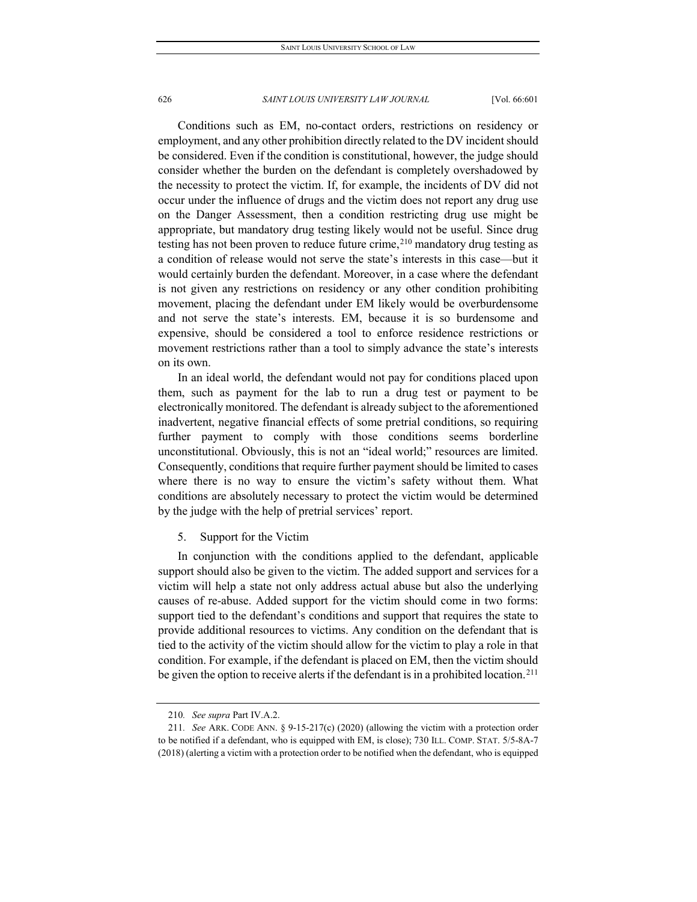Conditions such as EM, no-contact orders, restrictions on residency or employment, and any other prohibition directly related to the DV incident should be considered. Even if the condition is constitutional, however, the judge should consider whether the burden on the defendant is completely overshadowed by the necessity to protect the victim. If, for example, the incidents of DV did not occur under the influence of drugs and the victim does not report any drug use on the Danger Assessment, then a condition restricting drug use might be appropriate, but mandatory drug testing likely would not be useful. Since drug testing has not been proven to reduce future crime,[210] mandatory drug testing as a condition of release would not serve the state's interests in this case—but it would certainly burden the defendant. Moreover, in a case where the defendant is not given any restrictions on residency or any other condition prohibiting movement, placing the defendant under EM likely would be overburdensome and not serve the state's interests. EM, because it is so burdensome and expensive, should be considered a tool to enforce residence restrictions or movement restrictions rather than a tool to simply advance the state's interests on its own.

In an ideal world, the defendant would not pay for conditions placed upon them, such as payment for the lab to run a drug test or payment to be electronically monitored. The defendant is already subject to the aforementioned inadvertent, negative financial effects of some pretrial conditions, so requiring further payment to comply with those conditions seems borderline unconstitutional. Obviously, this is not an "ideal world;" resources are limited. Consequently, conditions that require further payment should be limited to cases where there is no way to ensure the victim's safety without them. What conditions are absolutely necessary to protect the victim would be determined by the judge with the help of pretrial services' report.

5. Support for the Victim

In conjunction with the conditions applied to the defendant, applicable support should also be given to the victim. The added support and services for a victim will help a state not only address actual abuse but also the underlying causes of re-abuse. Added support for the victim should come in two forms: support tied to the defendant's conditions and support that requires the state to provide additional resources to victims. Any condition on the defendant that is tied to the activity of the victim should allow for the victim to play a role in that condition. For example, if the defendant is placed on EM, then the victim should be given the option to receive alerts if the defendant is in a prohibited location.[211]

---

210. *See supra* Part IV.A.2.

211. *See* ARK. CODE ANN. § 9-15-217(c) (2020) (allowing the victim with a protection order to be notified if a defendant, who is equipped with EM, is close); 730 ILL. COMP. STAT. 5/5-8A-7 (2018) (alerting a victim with a protection order to be notified when the defendant, who is equipped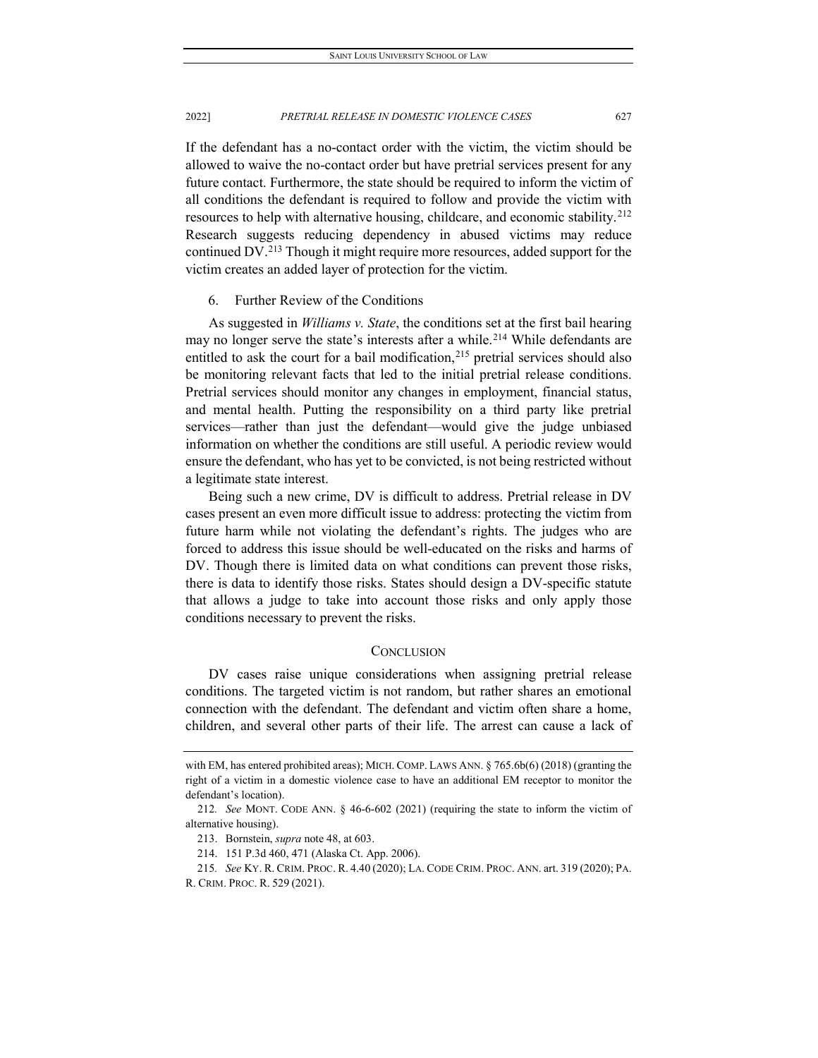If the defendant has a no-contact order with the victim, the victim should be allowed to waive the no-contact order but have pretrial services present for any future contact. Furthermore, the state should be required to inform the victim of all conditions the defendant is required to follow and provide the victim with resources to help with alternative housing, childcare, and economic stability.[212] Research suggests reducing dependency in abused victims may reduce continued DV.[213] Though it might require more resources, added support for the victim creates an added layer of protection for the victim.

### 6. Further Review of the Conditions

As suggested in *Williams v. State*, the conditions set at the first bail hearing may no longer serve the state's interests after a while.[214] While defendants are entitled to ask the court for a bail modification,[215] pretrial services should also be monitoring relevant facts that led to the initial pretrial release conditions. Pretrial services should monitor any changes in employment, financial status, and mental health. Putting the responsibility on a third party like pretrial services—rather than just the defendant—would give the judge unbiased information on whether the conditions are still useful. A periodic review would ensure the defendant, who has yet to be convicted, is not being restricted without a legitimate state interest.

Being such a new crime, DV is difficult to address. Pretrial release in DV cases present an even more difficult issue to address: protecting the victim from future harm while not violating the defendant's rights. The judges who are forced to address this issue should be well-educated on the risks and harms of DV. Though there is limited data on what conditions can prevent those risks, there is data to identify those risks. States should design a DV-specific statute that allows a judge to take into account those risks and only apply those conditions necessary to prevent the risks.

## CONCLUSION

DV cases raise unique considerations when assigning pretrial release conditions. The targeted victim is not random, but rather shares an emotional connection with the defendant. The defendant and victim often share a home, children, and several other parts of their life. The arrest can cause a lack of

---

with EM, has entered prohibited areas); MICH. COMP. LAWS ANN. § 765.6b(6) (2018) (granting the right of a victim in a domestic violence case to have an additional EM receptor to monitor the defendant's location).

212. *See* MONT. CODE ANN. § 46-6-602 (2021) (requiring the state to inform the victim of alternative housing).

213. Bornstein, *supra* note 48, at 603.

214. 151 P.3d 460, 471 (Alaska Ct. App. 2006).

215. *See* KY. R. CRIM. PROC. R. 4.40 (2020); LA. CODE CRIM. PROC. ANN. art. 319 (2020); PA. R. CRIM. PROC. R. 529 (2021).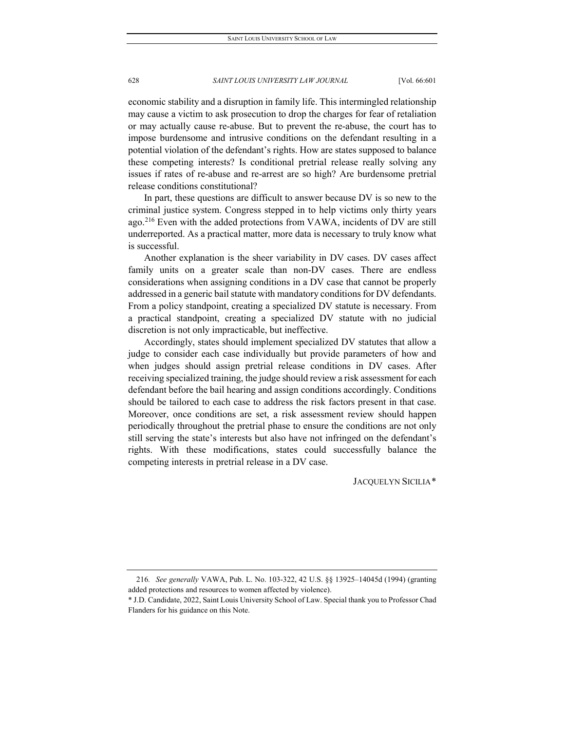economic stability and a disruption in family life. This intermingled relationship may cause a victim to ask prosecution to drop the charges for fear of retaliation or may actually cause re-abuse. But to prevent the re-abuse, the court has to impose burdensome and intrusive conditions on the defendant resulting in a potential violation of the defendant's rights. How are states supposed to balance these competing interests? Is conditional pretrial release really solving any issues if rates of re-abuse and re-arrest are so high? Are burdensome pretrial release conditions constitutional?

In part, these questions are difficult to answer because DV is so new to the criminal justice system. Congress stepped in to help victims only thirty years ago.[216] Even with the added protections from VAWA, incidents of DV are still underreported. As a practical matter, more data is necessary to truly know what is successful.

Another explanation is the sheer variability in DV cases. DV cases affect family units on a greater scale than non-DV cases. There are endless considerations when assigning conditions in a DV case that cannot be properly addressed in a generic bail statute with mandatory conditions for DV defendants. From a policy standpoint, creating a specialized DV statute is necessary. From a practical standpoint, creating a specialized DV statute with no judicial discretion is not only impracticable, but ineffective.

Accordingly, states should implement specialized DV statutes that allow a judge to consider each case individually but provide parameters of how and when judges should assign pretrial release conditions in DV cases. After receiving specialized training, the judge should review a risk assessment for each defendant before the bail hearing and assign conditions accordingly. Conditions should be tailored to each case to address the risk factors present in that case. Moreover, once conditions are set, a risk assessment review should happen periodically throughout the pretrial phase to ensure the conditions are not only still serving the state's interests but also have not infringed on the defendant's rights. With these modifications, states could successfully balance the competing interests in pretrial release in a DV case.

JACQUELYN SICILIA*

---

216. *See generally* VAWA, Pub. L. No. 103-322, 42 U.S. §§ 13925–14045d (1994) (granting added protections and resources to women affected by violence).

* J.D. Candidate, 2022, Saint Louis University School of Law. Special thank you to Professor Chad Flanders for his guidance on this Note.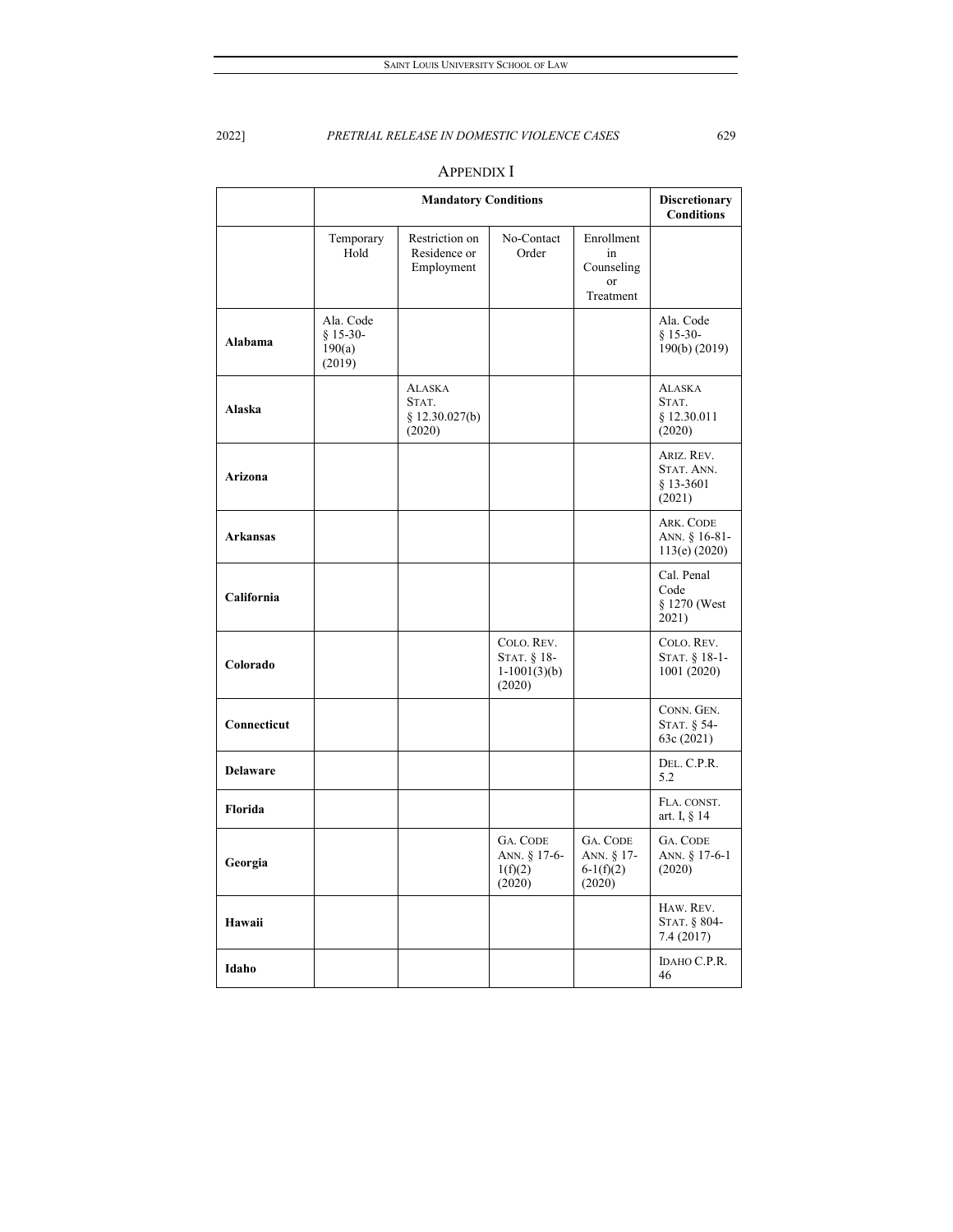## APPENDIX I

| | Mandatory Conditions | | | | Discretionary Conditions |
|---|---|---|---|---|---|
| | Temporary Hold | Restriction on Residence or Employment | No-Contact Order | Enrollment in Counseling or Treatment | |
| **Alabama** | Ala. Code § 15-30-190(a) (2019) | | | | Ala. Code § 15-30-190(b) (2019) |
| **Alaska** | | ALASKA STAT. § 12.30.027(b) (2020) | | | ALASKA STAT. § 12.30.011 (2020) |
| **Arizona** | | | | | ARIZ. REV. STAT. ANN. § 13-3601 (2021) |
| **Arkansas** | | | | | ARK. CODE ANN. § 16-81-113(e) (2020) |
| **California** | | | | | Cal. Penal Code § 1270 (West 2021) |
| **Colorado** | | | COLO. REV. STAT. § 18-1-1001(3)(b) (2020) | | COLO. REV. STAT. § 18-1-1001 (2020) |
| **Connecticut** | | | | | CONN. GEN. STAT. § 54-63c (2021) |
| **Delaware** | | | | | DEL. C.P.R. 5.2 |
| **Florida** | | | | | FLA. CONST. art. I, § 14 |
| **Georgia** | | | GA. CODE ANN. § 17-6-1(f)(2) (2020) | GA. CODE ANN. § 17-6-1(f)(2) (2020) | GA. CODE ANN. § 17-6-1 (2020) |
| **Hawaii** | | | | | HAW. REV. STAT. § 804-7.4 (2017) |
| **Idaho** | | | | | IDAHO C.P.R. 46 |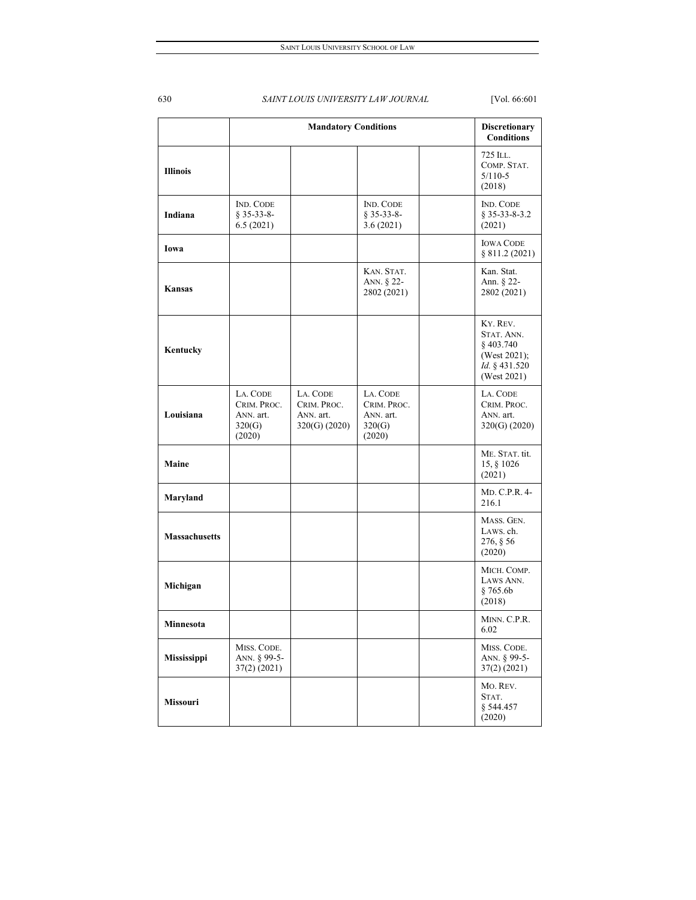| | Mandatory Conditions | | | | Discretionary Conditions |
|---|---|---|---|---|---|
| **Illinois** | | | | | 725 ILL. COMP. STAT. 5/110-5 (2018) |
| **Indiana** | IND. CODE § 35-33-8-6.5 (2021) | | IND. CODE § 35-33-8-3.6 (2021) | | IND. CODE § 35-33-8-3.2 (2021) |
| **Iowa** | | | | | IOWA CODE § 811.2 (2021) |
| **Kansas** | | | KAN. STAT. ANN. § 22-2802 (2021) | | Kan. Stat. Ann. § 22-2802 (2021) |
| **Kentucky** | | | | | KY. REV. STAT. ANN. § 403.740 (West 2021); *Id.* § 431.520 (West 2021) |
| **Louisiana** | LA. CODE CRIM. PROC. ANN. art. 320(G) (2020) | LA. CODE CRIM. PROC. ANN. art. 320(G) (2020) | LA. CODE CRIM. PROC. ANN. art. 320(G) (2020) | | LA. CODE CRIM. PROC. ANN. art. 320(G) (2020) |
| **Maine** | | | | | ME. STAT. tit. 15, § 1026 (2021) |
| **Maryland** | | | | | MD. C.P.R. 4-216.1 |
| **Massachusetts** | | | | | MASS. GEN. LAWS. ch. 276, § 56 (2020) |
| **Michigan** | | | | | MICH. COMP. LAWS ANN. § 765.6b (2018) |
| **Minnesota** | | | | | MINN. C.P.R. 6.02 |
| **Mississippi** | MISS. CODE. ANN. § 99-5-37(2) (2021) | | | | MISS. CODE. ANN. § 99-5-37(2) (2021) |
| **Missouri** | | | | | MO. REV. STAT. § 544.457 (2020) |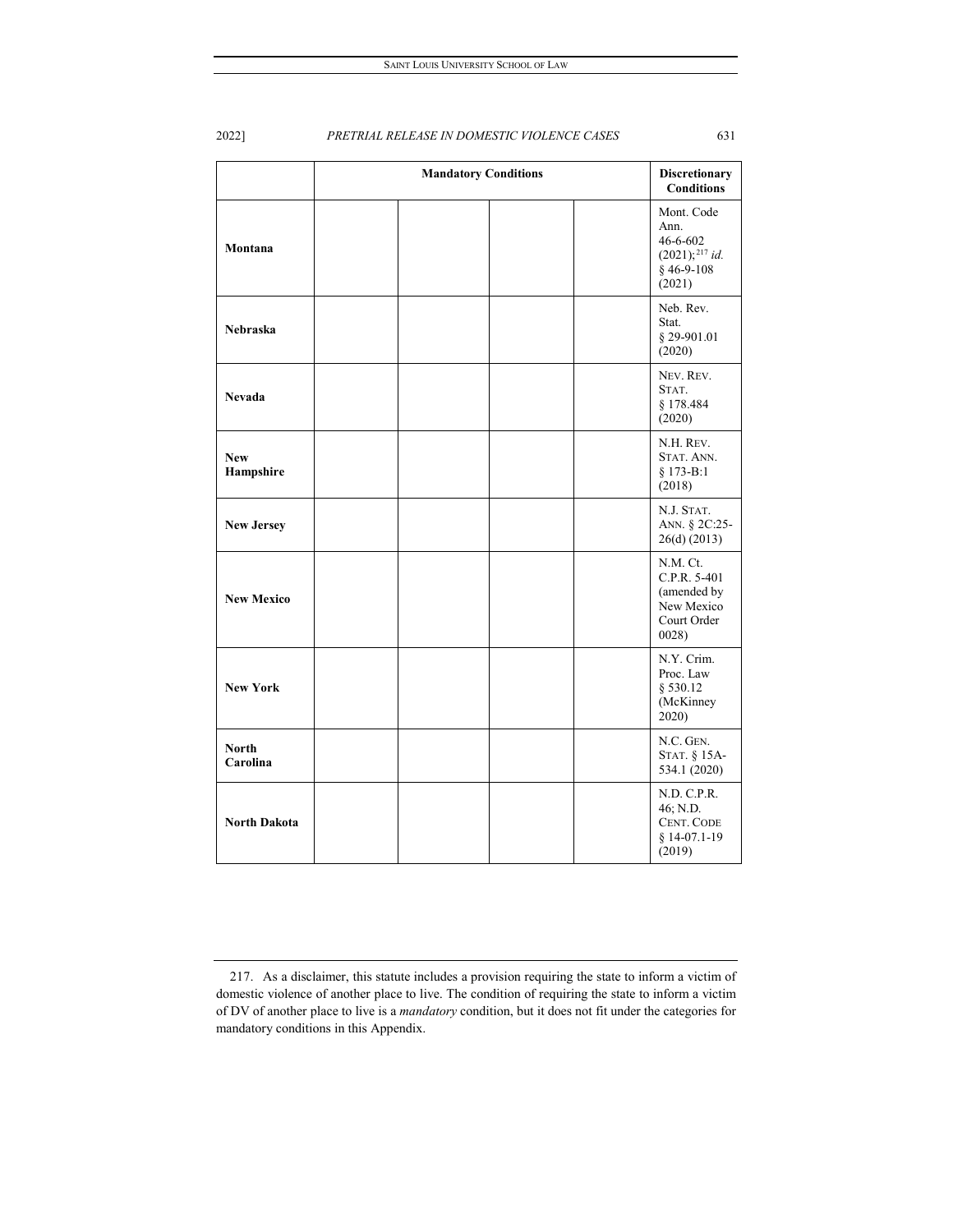| | Mandatory Conditions | | | | Discretionary Conditions |
|---|---|---|---|---|---|
| **Montana** | | | | | Mont. Code Ann. 46-6-602 (2021);[217] *id.* § 46-9-108 (2021) |
| **Nebraska** | | | | | Neb. Rev. Stat. § 29-901.01 (2020) |
| **Nevada** | | | | | NEV. REV. STAT. § 178.484 (2020) |
| **New Hampshire** | | | | | N.H. REV. STAT. ANN. § 173-B:1 (2018) |
| **New Jersey** | | | | | N.J. STAT. ANN. § 2C:25-26(d) (2013) |
| **New Mexico** | | | | | N.M. Ct. C.P.R. 5-401 (amended by New Mexico Court Order 0028) |
| **New York** | | | | | N.Y. Crim. Proc. Law § 530.12 (McKinney 2020) |
| **North Carolina** | | | | | N.C. GEN. STAT. § 15A-534.1 (2020) |
| **North Dakota** | | | | | N.D. C.P.R. 46; N.D. CENT. CODE § 14-07.1-19 (2019) |

217. As a disclaimer, this statute includes a provision requiring the state to inform a victim of domestic violence of another place to live. The condition of requiring the state to inform a victim of DV of another place to live is a *mandatory* condition, but it does not fit under the categories for mandatory conditions in this Appendix.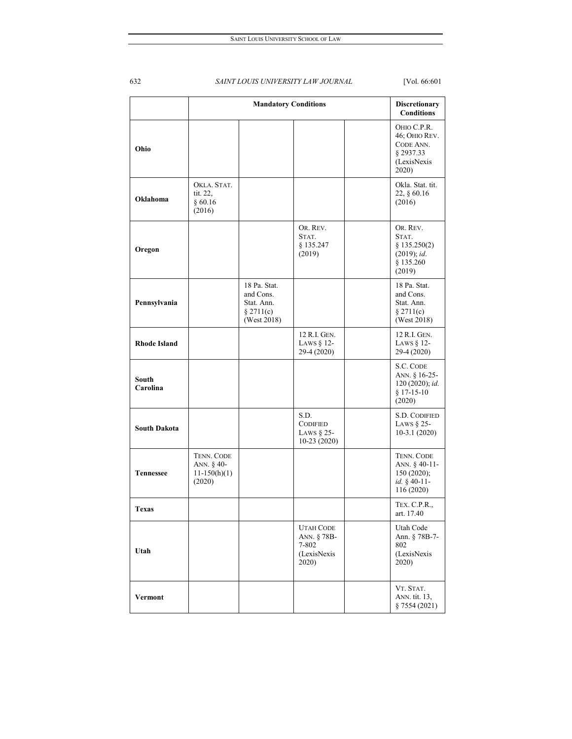| | Mandatory Conditions | | | | Discretionary Conditions |
|---|---|---|---|---|---|
| **Ohio** | | | | | OHIO C.P.R. 46; OHIO REV. CODE ANN. § 2937.33 (LexisNexis 2020) |
| **Oklahoma** | OKLA. STAT. tit. 22, § 60.16 (2016) | | | | Okla. Stat. tit. 22, § 60.16 (2016) |
| **Oregon** | | | OR. REV. STAT. § 135.247 (2019) | | OR. REV. STAT. § 135.250(2) (2019); *id.* § 135.260 (2019) |
| **Pennsylvania** | | 18 Pa. Stat. and Cons. Stat. Ann. § 2711(c) (West 2018) | | | 18 Pa. Stat. and Cons. Stat. Ann. § 2711(c) (West 2018) |
| **Rhode Island** | | | 12 R.I. GEN. LAWS § 12-29-4 (2020) | | 12 R.I. GEN. LAWS § 12-29-4 (2020) |
| **South Carolina** | | | | | S.C. CODE ANN. § 16-25-120 (2020); *id.* § 17-15-10 (2020) |
| **South Dakota** | | | S.D. CODIFIED LAWS § 25-10-23 (2020) | | S.D. CODIFIED LAWS § 25-10-3.1 (2020) |
| **Tennessee** | TENN. CODE ANN. § 40-11-150(h)(1) (2020) | | | | TENN. CODE ANN. § 40-11-150 (2020); *id.* § 40-11-116 (2020) |
| **Texas** | | | | | TEX. C.P.R., art. 17.40 |
| **Utah** | | | UTAH CODE ANN. § 78B-7-802 (LexisNexis 2020) | | Utah Code Ann. § 78B-7-802 (LexisNexis 2020) |
| **Vermont** | | | | | VT. STAT. ANN. tit. 13, § 7554 (2021) |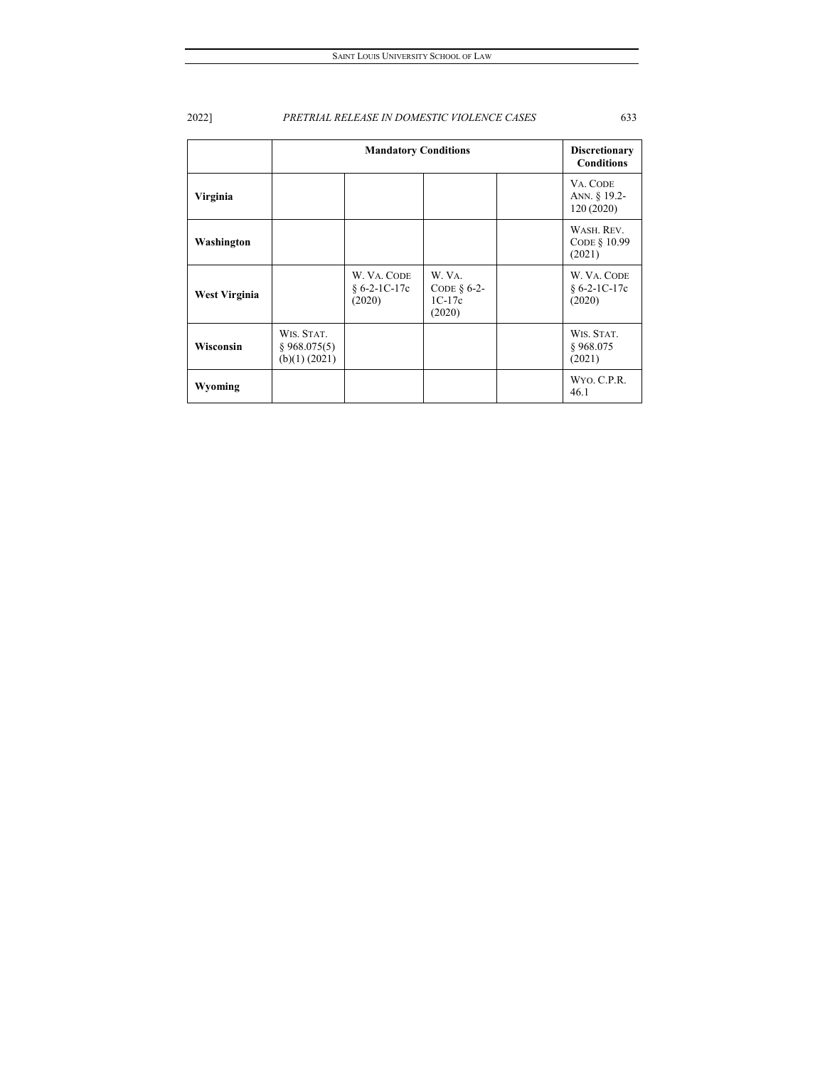| | Mandatory Conditions | | | | Discretionary Conditions |
|---|---|---|---|---|---|
| **Virginia** | | | | | VA. CODE ANN. § 19.2-120 (2020) |
| **Washington** | | | | | WASH. REV. CODE § 10.99 (2021) |
| **West Virginia** | | W. VA. CODE § 6-2-1C-17c (2020) | W. VA. CODE § 6-2-1C-17c (2020) | | W. VA. CODE § 6-2-1C-17c (2020) |
| **Wisconsin** | WIS. STAT. § 968.075(5)(b)(1) (2021) | | | | WIS. STAT. § 968.075 (2021) |
| **Wyoming** | | | | | WYO. C.P.R. 46.1 |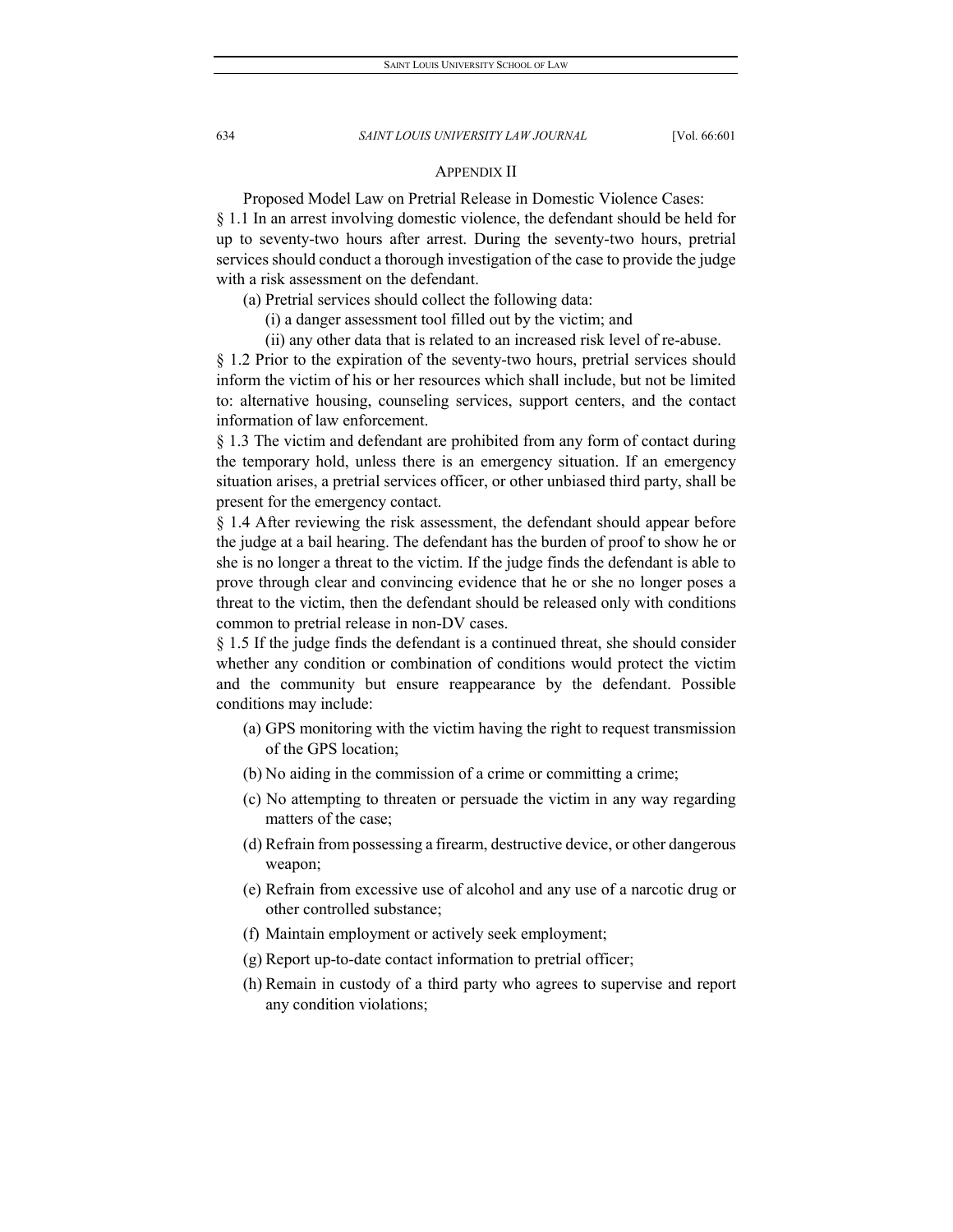## APPENDIX II

Proposed Model Law on Pretrial Release in Domestic Violence Cases:

§ 1.1 In an arrest involving domestic violence, the defendant should be held for up to seventy-two hours after arrest. During the seventy-two hours, pretrial services should conduct a thorough investigation of the case to provide the judge with a risk assessment on the defendant.

(a) Pretrial services should collect the following data:

(i) a danger assessment tool filled out by the victim; and

(ii) any other data that is related to an increased risk level of re-abuse.

§ 1.2 Prior to the expiration of the seventy-two hours, pretrial services should inform the victim of his or her resources which shall include, but not be limited to: alternative housing, counseling services, support centers, and the contact information of law enforcement.

§ 1.3 The victim and defendant are prohibited from any form of contact during the temporary hold, unless there is an emergency situation. If an emergency situation arises, a pretrial services officer, or other unbiased third party, shall be present for the emergency contact.

§ 1.4 After reviewing the risk assessment, the defendant should appear before the judge at a bail hearing. The defendant has the burden of proof to show he or she is no longer a threat to the victim. If the judge finds the defendant is able to prove through clear and convincing evidence that he or she no longer poses a threat to the victim, then the defendant should be released only with conditions common to pretrial release in non-DV cases.

§ 1.5 If the judge finds the defendant is a continued threat, she should consider whether any condition or combination of conditions would protect the victim and the community but ensure reappearance by the defendant. Possible conditions may include:

(a) GPS monitoring with the victim having the right to request transmission of the GPS location;

(b) No aiding in the commission of a crime or committing a crime;

(c) No attempting to threaten or persuade the victim in any way regarding matters of the case;

(d) Refrain from possessing a firearm, destructive device, or other dangerous weapon;

(e) Refrain from excessive use of alcohol and any use of a narcotic drug or other controlled substance;

(f) Maintain employment or actively seek employment;

(g) Report up-to-date contact information to pretrial officer;

(h) Remain in custody of a third party who agrees to supervise and report any condition violations;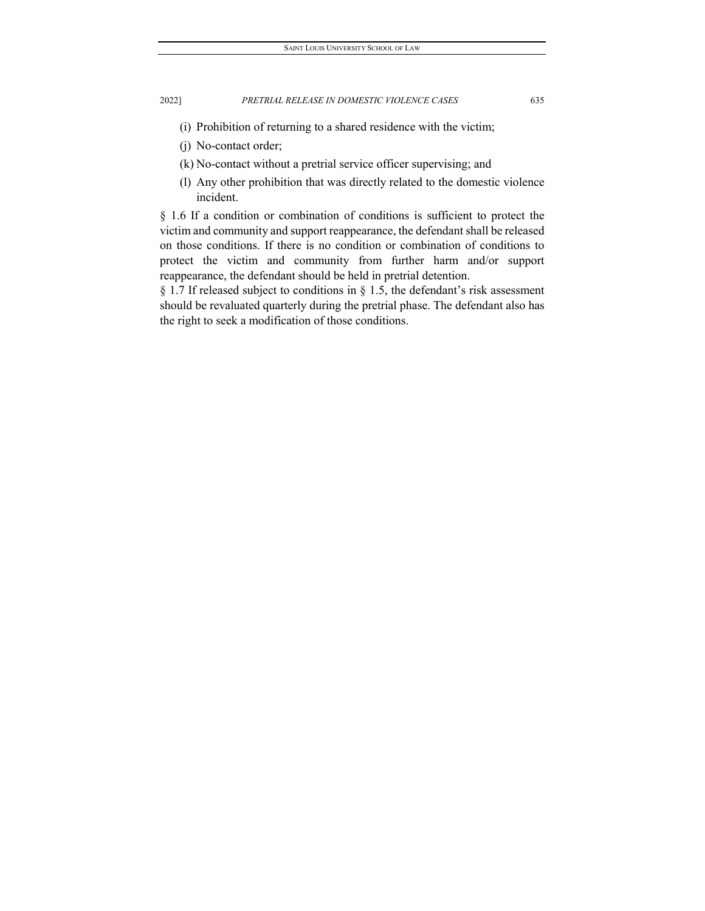(i) Prohibition of returning to a shared residence with the victim;

(j) No-contact order;

(k) No-contact without a pretrial service officer supervising; and

(l) Any other prohibition that was directly related to the domestic violence incident.

§ 1.6 If a condition or combination of conditions is sufficient to protect the victim and community and support reappearance, the defendant shall be released on those conditions. If there is no condition or combination of conditions to protect the victim and community from further harm and/or support reappearance, the defendant should be held in pretrial detention.

§ 1.7 If released subject to conditions in § 1.5, the defendant's risk assessment should be revaluated quarterly during the pretrial phase. The defendant also has the right to seek a modification of those conditions.